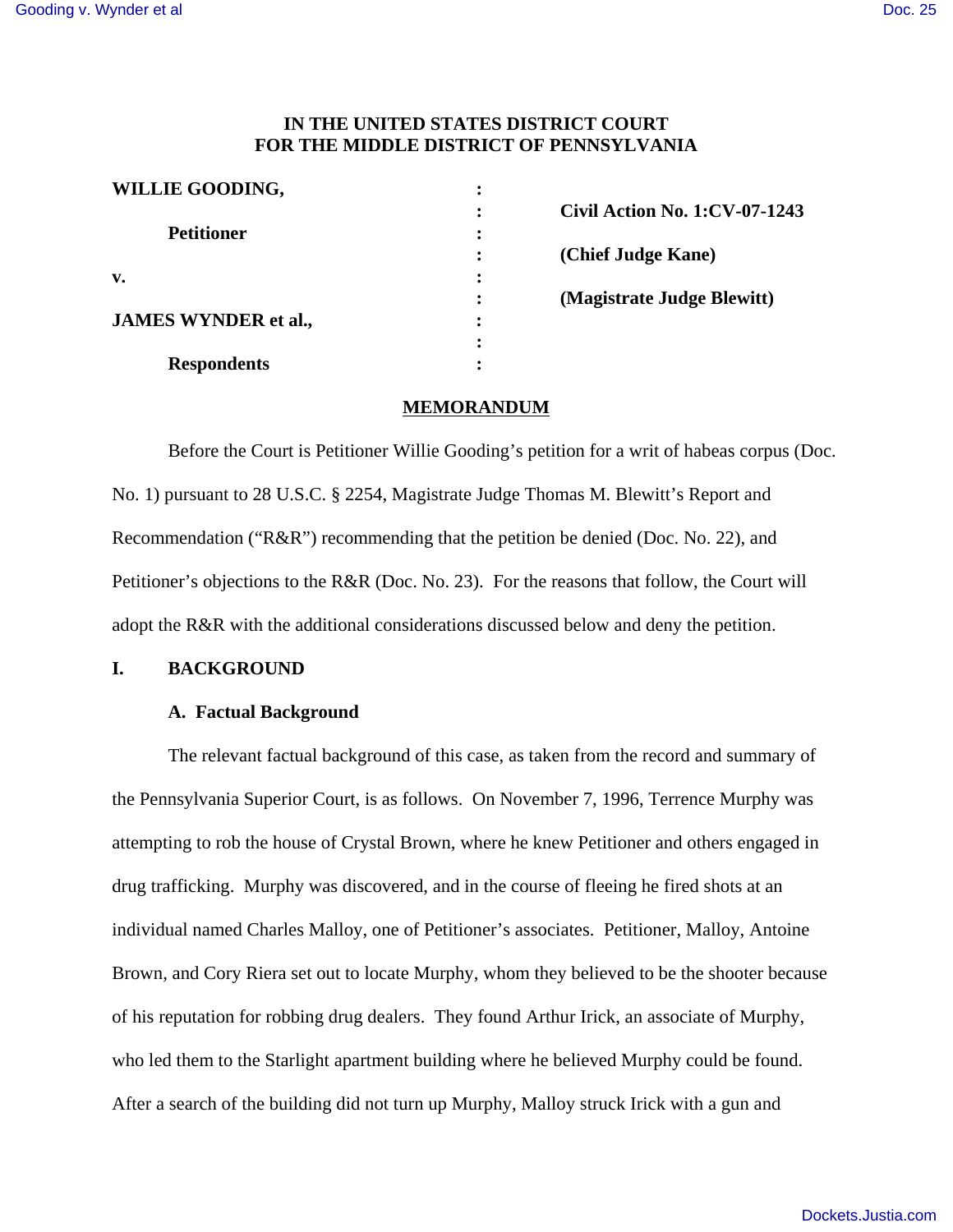# IN THE UNITED STATES DISTRICT COURT FOR THE MIDDLE DISTRICT OF PENNSYLVANIA

| | | |
|---|---|---|
| **WILLIE GOODING,** | : | |
| | : | **Civil Action No. 1:CV-07-1243** |
| **Petitioner** | : | |
| | : | **(Chief Judge Kane)** |
| **v.** | : | |
| | : | **(Magistrate Judge Blewitt)** |
| **JAMES WYNDER et al.,** | : | |
| | : | |
| **Respondents** | : | |

## MEMORANDUM

Before the Court is Petitioner Willie Gooding's petition for a writ of habeas corpus (Doc. No. 1) pursuant to 28 U.S.C. § 2254, Magistrate Judge Thomas M. Blewitt's Report and Recommendation ("R&R") recommending that the petition be denied (Doc. No. 22), and Petitioner's objections to the R&R (Doc. No. 23). For the reasons that follow, the Court will adopt the R&R with the additional considerations discussed below and deny the petition.

## I. BACKGROUND

### A. Factual Background

The relevant factual background of this case, as taken from the record and summary of the Pennsylvania Superior Court, is as follows. On November 7, 1996, Terrence Murphy was attempting to rob the house of Crystal Brown, where he knew Petitioner and others engaged in drug trafficking. Murphy was discovered, and in the course of fleeing he fired shots at an individual named Charles Malloy, one of Petitioner's associates. Petitioner, Malloy, Antoine Brown, and Cory Riera set out to locate Murphy, whom they believed to be the shooter because of his reputation for robbing drug dealers. They found Arthur Irick, an associate of Murphy, who led them to the Starlight apartment building where he believed Murphy could be found. After a search of the building did not turn up Murphy, Malloy struck Irick with a gun and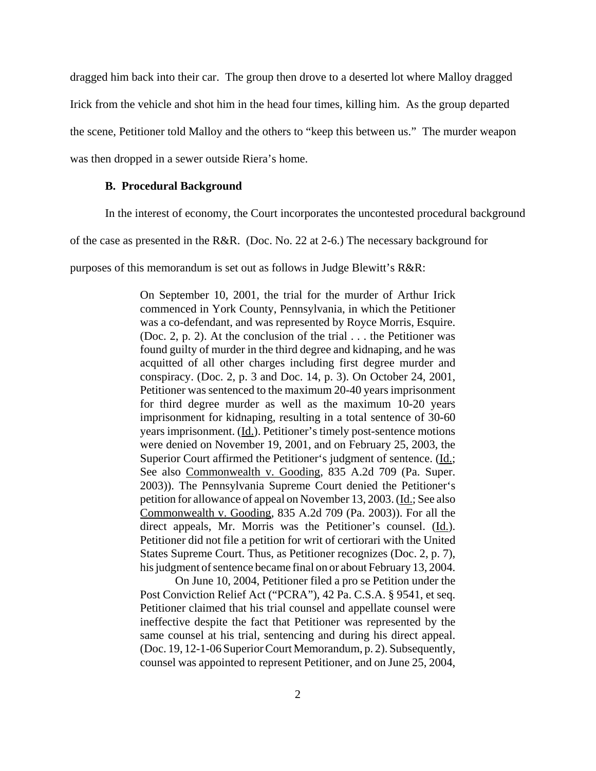dragged him back into their car. The group then drove to a deserted lot where Malloy dragged Irick from the vehicle and shot him in the head four times, killing him. As the group departed the scene, Petitioner told Malloy and the others to "keep this between us." The murder weapon was then dropped in a sewer outside Riera's home.

### B. Procedural Background

In the interest of economy, the Court incorporates the uncontested procedural background of the case as presented in the R&R. (Doc. No. 22 at 2-6.) The necessary background for purposes of this memorandum is set out as follows in Judge Blewitt's R&R:

> On September 10, 2001, the trial for the murder of Arthur Irick commenced in York County, Pennsylvania, in which the Petitioner was a co-defendant, and was represented by Royce Morris, Esquire. (Doc. 2, p. 2). At the conclusion of the trial . . . the Petitioner was found guilty of murder in the third degree and kidnaping, and he was acquitted of all other charges including first degree murder and conspiracy. (Doc. 2, p. 3 and Doc. 14, p. 3). On October 24, 2001, Petitioner was sentenced to the maximum 20-40 years imprisonment for third degree murder as well as the maximum 10-20 years imprisonment for kidnaping, resulting in a total sentence of 30-60 years imprisonment. (Id.). Petitioner's timely post-sentence motions were denied on November 19, 2001, and on February 25, 2003, the Superior Court affirmed the Petitioner's judgment of sentence. (Id.; See also Commonwealth v. Gooding, 835 A.2d 709 (Pa. Super. 2003)). The Pennsylvania Supreme Court denied the Petitioner's petition for allowance of appeal on November 13, 2003. (Id.; See also Commonwealth v. Gooding, 835 A.2d 709 (Pa. 2003)). For all the direct appeals, Mr. Morris was the Petitioner's counsel. (Id.). Petitioner did not file a petition for writ of certiorari with the United States Supreme Court. Thus, as Petitioner recognizes (Doc. 2, p. 7), his judgment of sentence became final on or about February 13, 2004.
>
> On June 10, 2004, Petitioner filed a pro se Petition under the Post Conviction Relief Act ("PCRA"), 42 Pa. C.S.A. § 9541, et seq. Petitioner claimed that his trial counsel and appellate counsel were ineffective despite the fact that Petitioner was represented by the same counsel at his trial, sentencing and during his direct appeal. (Doc. 19, 12-1-06 Superior Court Memorandum, p. 2). Subsequently, counsel was appointed to represent Petitioner, and on June 25, 2004,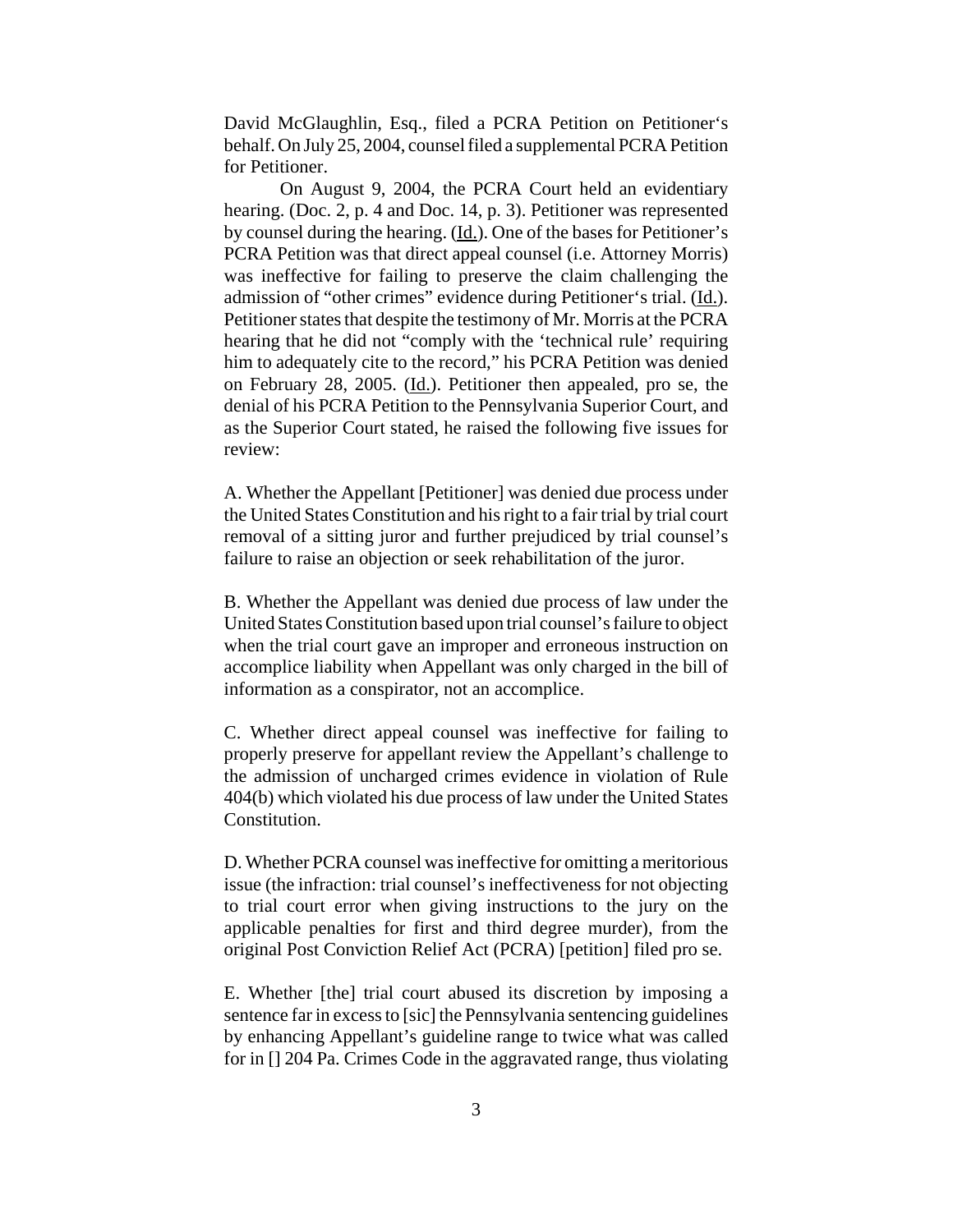David McGlaughlin, Esq., filed a PCRA Petition on Petitioner's behalf. On July 25, 2004, counsel filed a supplemental PCRA Petition for Petitioner.

On August 9, 2004, the PCRA Court held an evidentiary hearing. (Doc. 2, p. 4 and Doc. 14, p. 3). Petitioner was represented by counsel during the hearing. (Id.). One of the bases for Petitioner's PCRA Petition was that direct appeal counsel (i.e. Attorney Morris) was ineffective for failing to preserve the claim challenging the admission of "other crimes" evidence during Petitioner's trial. (Id.). Petitioner states that despite the testimony of Mr. Morris at the PCRA hearing that he did not "comply with the 'technical rule' requiring him to adequately cite to the record," his PCRA Petition was denied on February 28, 2005. (Id.). Petitioner then appealed, pro se, the denial of his PCRA Petition to the Pennsylvania Superior Court, and as the Superior Court stated, he raised the following five issues for review:

A. Whether the Appellant [Petitioner] was denied due process under the United States Constitution and his right to a fair trial by trial court removal of a sitting juror and further prejudiced by trial counsel's failure to raise an objection or seek rehabilitation of the juror.

B. Whether the Appellant was denied due process of law under the United States Constitution based upon trial counsel's failure to object when the trial court gave an improper and erroneous instruction on accomplice liability when Appellant was only charged in the bill of information as a conspirator, not an accomplice.

C. Whether direct appeal counsel was ineffective for failing to properly preserve for appellant review the Appellant's challenge to the admission of uncharged crimes evidence in violation of Rule 404(b) which violated his due process of law under the United States Constitution.

D. Whether PCRA counsel was ineffective for omitting a meritorious issue (the infraction: trial counsel's ineffectiveness for not objecting to trial court error when giving instructions to the jury on the applicable penalties for first and third degree murder), from the original Post Conviction Relief Act (PCRA) [petition] filed pro se.

E. Whether [the] trial court abused its discretion by imposing a sentence far in excess to [sic] the Pennsylvania sentencing guidelines by enhancing Appellant's guideline range to twice what was called for in [] 204 Pa. Crimes Code in the aggravated range, thus violating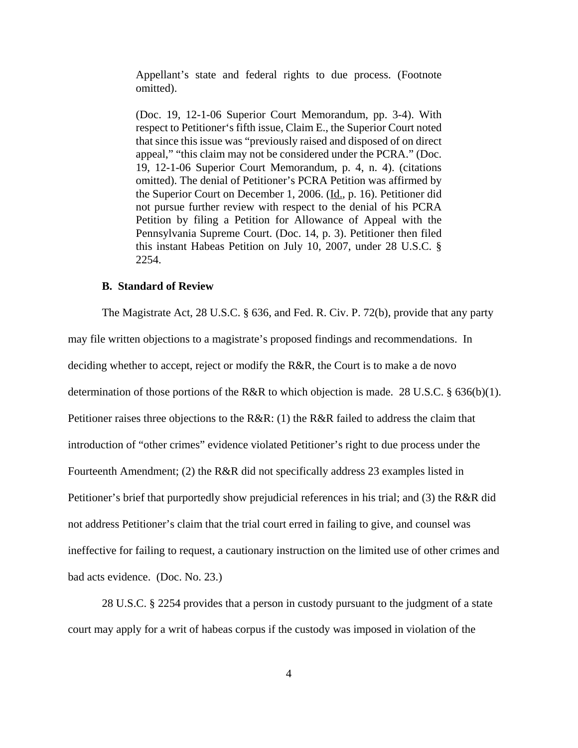> Appellant's state and federal rights to due process. (Footnote omitted).
>
> (Doc. 19, 12-1-06 Superior Court Memorandum, pp. 3-4). With respect to Petitioner's fifth issue, Claim E., the Superior Court noted that since this issue was "previously raised and disposed of on direct appeal," "this claim may not be considered under the PCRA." (Doc. 19, 12-1-06 Superior Court Memorandum, p. 4, n. 4). (citations omitted). The denial of Petitioner's PCRA Petition was affirmed by the Superior Court on December 1, 2006. (Id., p. 16). Petitioner did not pursue further review with respect to the denial of his PCRA Petition by filing a Petition for Allowance of Appeal with the Pennsylvania Supreme Court. (Doc. 14, p. 3). Petitioner then filed this instant Habeas Petition on July 10, 2007, under 28 U.S.C. § 2254.

### B. Standard of Review

The Magistrate Act, 28 U.S.C. § 636, and Fed. R. Civ. P. 72(b), provide that any party may file written objections to a magistrate's proposed findings and recommendations. In deciding whether to accept, reject or modify the R&R, the Court is to make a de novo determination of those portions of the R&R to which objection is made. 28 U.S.C. § 636(b)(1). Petitioner raises three objections to the R&R: (1) the R&R failed to address the claim that introduction of "other crimes" evidence violated Petitioner's right to due process under the Fourteenth Amendment; (2) the R&R did not specifically address 23 examples listed in Petitioner's brief that purportedly show prejudicial references in his trial; and (3) the R&R did not address Petitioner's claim that the trial court erred in failing to give, and counsel was ineffective for failing to request, a cautionary instruction on the limited use of other crimes and bad acts evidence. (Doc. No. 23.)

28 U.S.C. § 2254 provides that a person in custody pursuant to the judgment of a state court may apply for a writ of habeas corpus if the custody was imposed in violation of the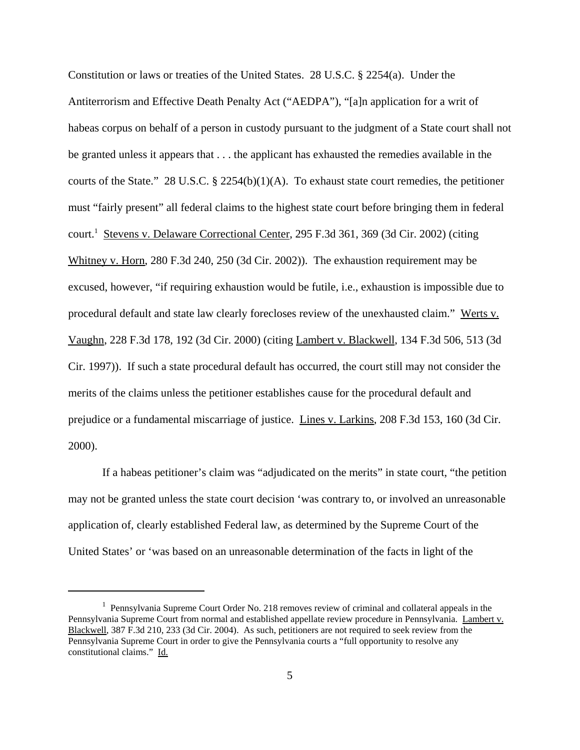Constitution or laws or treaties of the United States. 28 U.S.C. § 2254(a). Under the Antiterrorism and Effective Death Penalty Act ("AEDPA"), "[a]n application for a writ of habeas corpus on behalf of a person in custody pursuant to the judgment of a State court shall not be granted unless it appears that . . . the applicant has exhausted the remedies available in the courts of the State." 28 U.S.C. § 2254(b)(1)(A). To exhaust state court remedies, the petitioner must "fairly present" all federal claims to the highest state court before bringing them in federal court.[1] Stevens v. Delaware Correctional Center, 295 F.3d 361, 369 (3d Cir. 2002) (citing Whitney v. Horn, 280 F.3d 240, 250 (3d Cir. 2002)). The exhaustion requirement may be excused, however, "if requiring exhaustion would be futile, i.e., exhaustion is impossible due to procedural default and state law clearly forecloses review of the unexhausted claim." Werts v. Vaughn, 228 F.3d 178, 192 (3d Cir. 2000) (citing Lambert v. Blackwell, 134 F.3d 506, 513 (3d Cir. 1997)). If such a state procedural default has occurred, the court still may not consider the merits of the claims unless the petitioner establishes cause for the procedural default and prejudice or a fundamental miscarriage of justice. Lines v. Larkins, 208 F.3d 153, 160 (3d Cir. 2000).

If a habeas petitioner's claim was "adjudicated on the merits" in state court, "the petition may not be granted unless the state court decision 'was contrary to, or involved an unreasonable application of, clearly established Federal law, as determined by the Supreme Court of the United States' or 'was based on an unreasonable determination of the facts in light of the

---

[1] Pennsylvania Supreme Court Order No. 218 removes review of criminal and collateral appeals in the Pennsylvania Supreme Court from normal and established appellate review procedure in Pennsylvania. Lambert v. Blackwell, 387 F.3d 210, 233 (3d Cir. 2004). As such, petitioners are not required to seek review from the Pennsylvania Supreme Court in order to give the Pennsylvania courts a "full opportunity to resolve any constitutional claims." Id.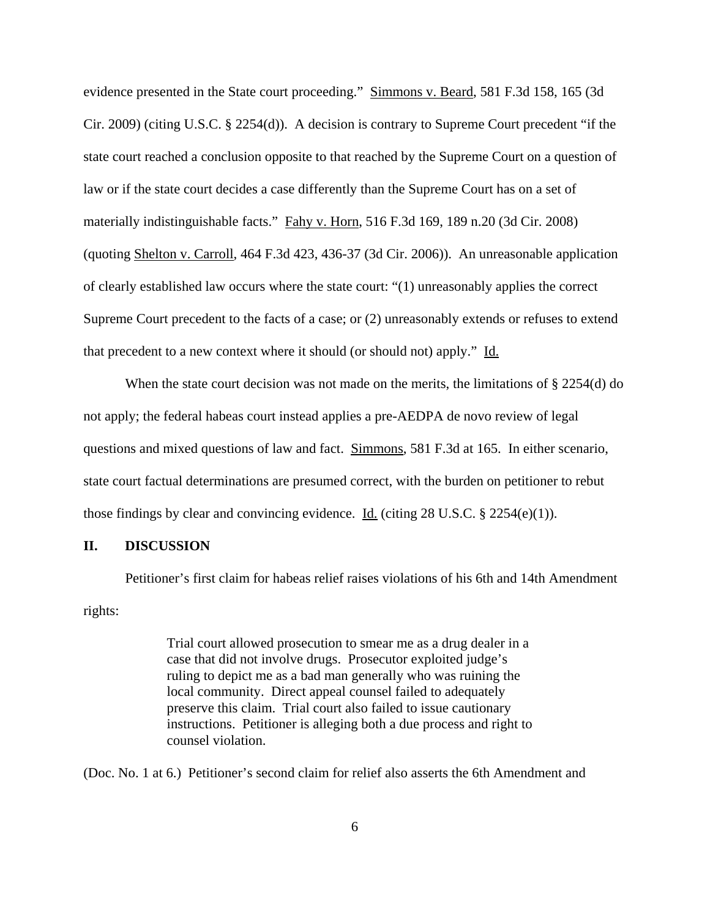evidence presented in the State court proceeding." Simmons v. Beard, 581 F.3d 158, 165 (3d Cir. 2009) (citing U.S.C. § 2254(d)). A decision is contrary to Supreme Court precedent "if the state court reached a conclusion opposite to that reached by the Supreme Court on a question of law or if the state court decides a case differently than the Supreme Court has on a set of materially indistinguishable facts." Fahy v. Horn, 516 F.3d 169, 189 n.20 (3d Cir. 2008) (quoting Shelton v. Carroll, 464 F.3d 423, 436-37 (3d Cir. 2006)). An unreasonable application of clearly established law occurs where the state court: "(1) unreasonably applies the correct Supreme Court precedent to the facts of a case; or (2) unreasonably extends or refuses to extend that precedent to a new context where it should (or should not) apply." Id.

When the state court decision was not made on the merits, the limitations of § 2254(d) do not apply; the federal habeas court instead applies a pre-AEDPA de novo review of legal questions and mixed questions of law and fact. Simmons, 581 F.3d at 165. In either scenario, state court factual determinations are presumed correct, with the burden on petitioner to rebut those findings by clear and convincing evidence. Id. (citing 28 U.S.C. § 2254(e)(1)).

## II. DISCUSSION

Petitioner's first claim for habeas relief raises violations of his 6th and 14th Amendment rights:

> Trial court allowed prosecution to smear me as a drug dealer in a case that did not involve drugs. Prosecutor exploited judge's ruling to depict me as a bad man generally who was ruining the local community. Direct appeal counsel failed to adequately preserve this claim. Trial court also failed to issue cautionary instructions. Petitioner is alleging both a due process and right to counsel violation.

(Doc. No. 1 at 6.) Petitioner's second claim for relief also asserts the 6th Amendment and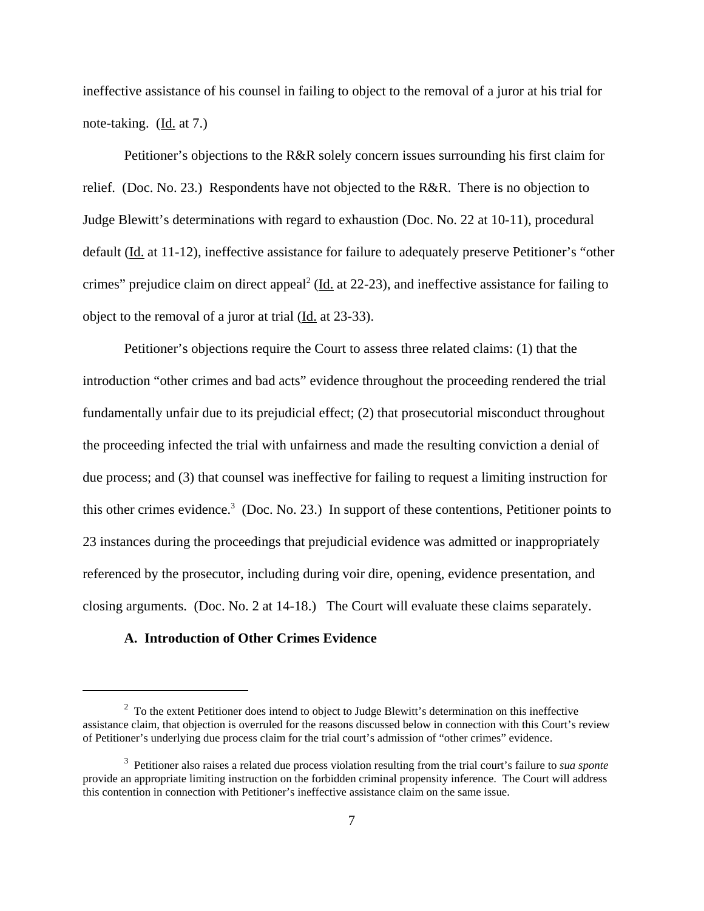ineffective assistance of his counsel in failing to object to the removal of a juror at his trial for note-taking. (Id. at 7.)

Petitioner's objections to the R&R solely concern issues surrounding his first claim for relief. (Doc. No. 23.) Respondents have not objected to the R&R. There is no objection to Judge Blewitt's determinations with regard to exhaustion (Doc. No. 22 at 10-11), procedural default (Id. at 11-12), ineffective assistance for failure to adequately preserve Petitioner's "other crimes" prejudice claim on direct appeal[2] (Id. at 22-23), and ineffective assistance for failing to object to the removal of a juror at trial (Id. at 23-33).

Petitioner's objections require the Court to assess three related claims: (1) that the introduction "other crimes and bad acts" evidence throughout the proceeding rendered the trial fundamentally unfair due to its prejudicial effect; (2) that prosecutorial misconduct throughout the proceeding infected the trial with unfairness and made the resulting conviction a denial of due process; and (3) that counsel was ineffective for failing to request a limiting instruction for this other crimes evidence.[3] (Doc. No. 23.) In support of these contentions, Petitioner points to 23 instances during the proceedings that prejudicial evidence was admitted or inappropriately referenced by the prosecutor, including during voir dire, opening, evidence presentation, and closing arguments. (Doc. No. 2 at 14-18.) The Court will evaluate these claims separately.

### A. Introduction of Other Crimes Evidence

[2] To the extent Petitioner does intend to object to Judge Blewitt's determination on this ineffective assistance claim, that objection is overruled for the reasons discussed below in connection with this Court's review of Petitioner's underlying due process claim for the trial court's admission of "other crimes" evidence.

[3] Petitioner also raises a related due process violation resulting from the trial court's failure to *sua sponte* provide an appropriate limiting instruction on the forbidden criminal propensity inference. The Court will address this contention in connection with Petitioner's ineffective assistance claim on the same issue.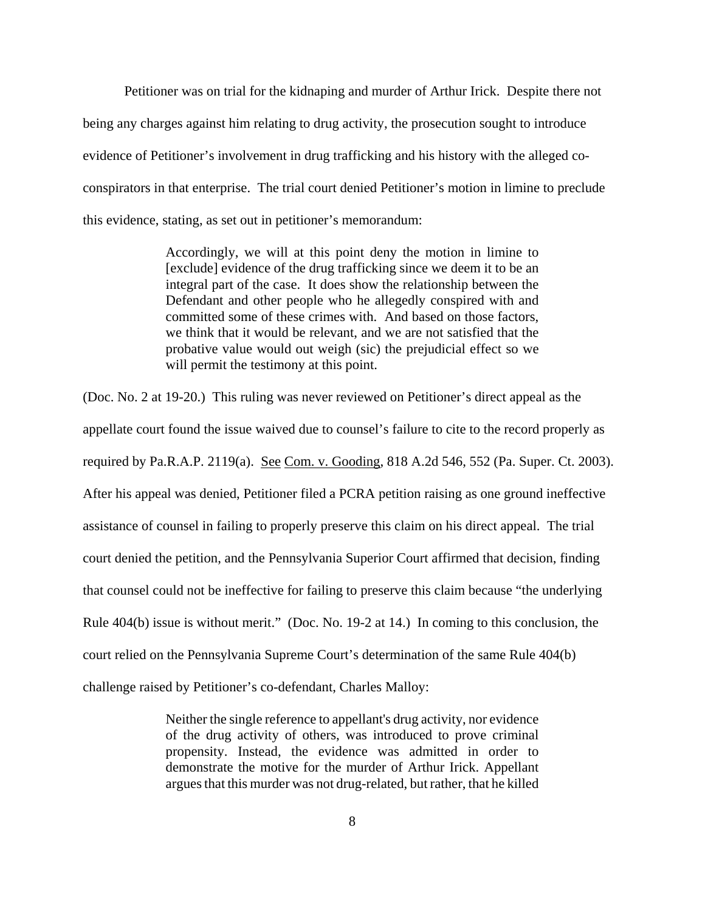Petitioner was on trial for the kidnaping and murder of Arthur Irick. Despite there not being any charges against him relating to drug activity, the prosecution sought to introduce evidence of Petitioner's involvement in drug trafficking and his history with the alleged co-conspirators in that enterprise. The trial court denied Petitioner's motion in limine to preclude this evidence, stating, as set out in petitioner's memorandum:

> Accordingly, we will at this point deny the motion in limine to [exclude] evidence of the drug trafficking since we deem it to be an integral part of the case. It does show the relationship between the Defendant and other people who he allegedly conspired with and committed some of these crimes with. And based on those factors, we think that it would be relevant, and we are not satisfied that the probative value would out weigh (sic) the prejudicial effect so we will permit the testimony at this point.

(Doc. No. 2 at 19-20.) This ruling was never reviewed on Petitioner's direct appeal as the appellate court found the issue waived due to counsel's failure to cite to the record properly as required by Pa.R.A.P. 2119(a). See Com. v. Gooding, 818 A.2d 546, 552 (Pa. Super. Ct. 2003). After his appeal was denied, Petitioner filed a PCRA petition raising as one ground ineffective assistance of counsel in failing to properly preserve this claim on his direct appeal. The trial court denied the petition, and the Pennsylvania Superior Court affirmed that decision, finding that counsel could not be ineffective for failing to preserve this claim because "the underlying Rule 404(b) issue is without merit." (Doc. No. 19-2 at 14.) In coming to this conclusion, the court relied on the Pennsylvania Supreme Court's determination of the same Rule 404(b) challenge raised by Petitioner's co-defendant, Charles Malloy:

> Neither the single reference to appellant's drug activity, nor evidence of the drug activity of others, was introduced to prove criminal propensity. Instead, the evidence was admitted in order to demonstrate the motive for the murder of Arthur Irick. Appellant argues that this murder was not drug-related, but rather, that he killed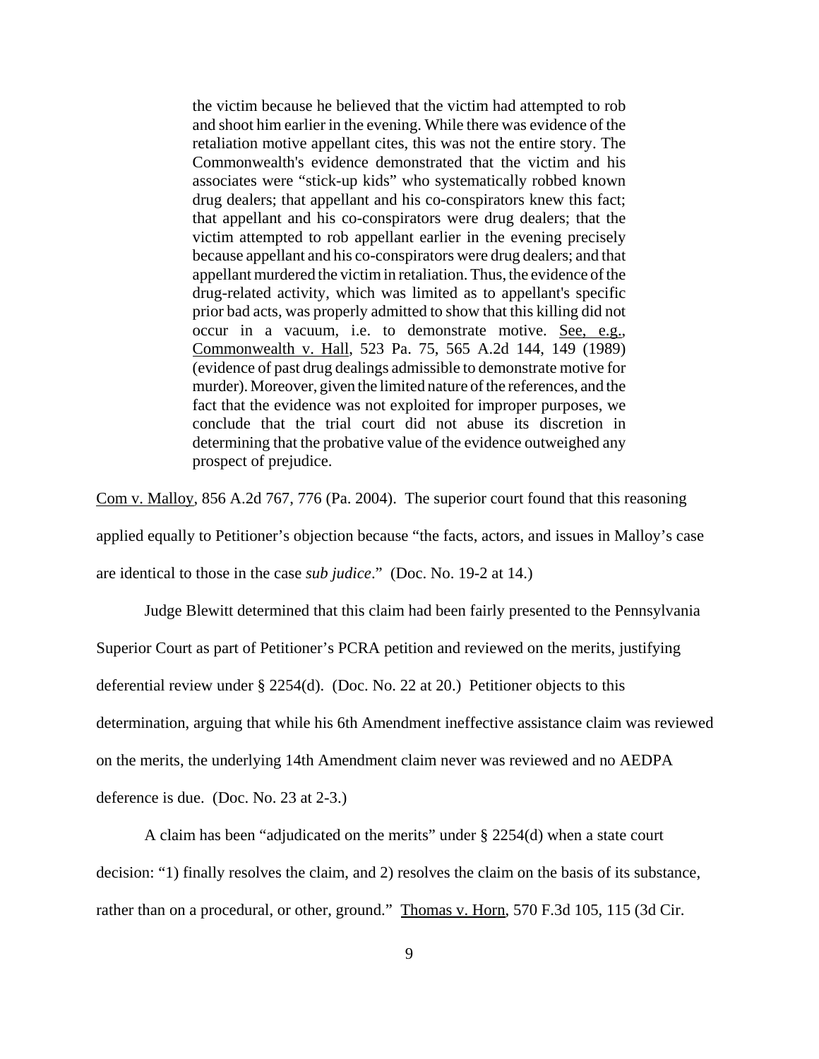> the victim because he believed that the victim had attempted to rob and shoot him earlier in the evening. While there was evidence of the retaliation motive appellant cites, this was not the entire story. The Commonwealth's evidence demonstrated that the victim and his associates were "stick-up kids" who systematically robbed known drug dealers; that appellant and his co-conspirators knew this fact; that appellant and his co-conspirators were drug dealers; that the victim attempted to rob appellant earlier in the evening precisely because appellant and his co-conspirators were drug dealers; and that appellant murdered the victim in retaliation. Thus, the evidence of the drug-related activity, which was limited as to appellant's specific prior bad acts, was properly admitted to show that this killing did not occur in a vacuum, i.e. to demonstrate motive. See, e.g., Commonwealth v. Hall, 523 Pa. 75, 565 A.2d 144, 149 (1989) (evidence of past drug dealings admissible to demonstrate motive for murder). Moreover, given the limited nature of the references, and the fact that the evidence was not exploited for improper purposes, we conclude that the trial court did not abuse its discretion in determining that the probative value of the evidence outweighed any prospect of prejudice.

Com v. Malloy, 856 A.2d 767, 776 (Pa. 2004). The superior court found that this reasoning applied equally to Petitioner's objection because "the facts, actors, and issues in Malloy's case are identical to those in the case *sub judice*." (Doc. No. 19-2 at 14.)

Judge Blewitt determined that this claim had been fairly presented to the Pennsylvania Superior Court as part of Petitioner's PCRA petition and reviewed on the merits, justifying deferential review under § 2254(d). (Doc. No. 22 at 20.) Petitioner objects to this determination, arguing that while his 6th Amendment ineffective assistance claim was reviewed on the merits, the underlying 14th Amendment claim never was reviewed and no AEDPA deference is due. (Doc. No. 23 at 2-3.)

A claim has been "adjudicated on the merits" under § 2254(d) when a state court decision: "1) finally resolves the claim, and 2) resolves the claim on the basis of its substance, rather than on a procedural, or other, ground." Thomas v. Horn, 570 F.3d 105, 115 (3d Cir.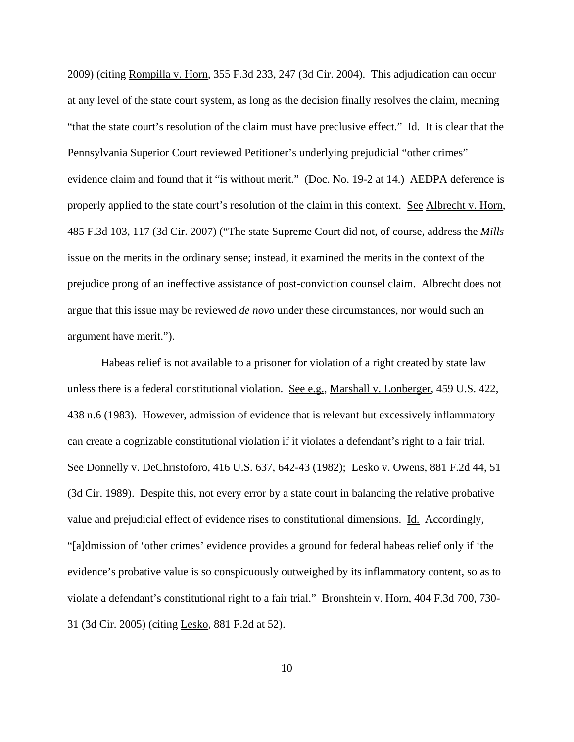2009) (citing Rompilla v. Horn, 355 F.3d 233, 247 (3d Cir. 2004). This adjudication can occur at any level of the state court system, as long as the decision finally resolves the claim, meaning "that the state court's resolution of the claim must have preclusive effect." Id. It is clear that the Pennsylvania Superior Court reviewed Petitioner's underlying prejudicial "other crimes" evidence claim and found that it "is without merit." (Doc. No. 19-2 at 14.) AEDPA deference is properly applied to the state court's resolution of the claim in this context. See Albrecht v. Horn, 485 F.3d 103, 117 (3d Cir. 2007) ("The state Supreme Court did not, of course, address the *Mills* issue on the merits in the ordinary sense; instead, it examined the merits in the context of the prejudice prong of an ineffective assistance of post-conviction counsel claim. Albrecht does not argue that this issue may be reviewed *de novo* under these circumstances, nor would such an argument have merit.").

Habeas relief is not available to a prisoner for violation of a right created by state law unless there is a federal constitutional violation. See e.g., Marshall v. Lonberger, 459 U.S. 422, 438 n.6 (1983). However, admission of evidence that is relevant but excessively inflammatory can create a cognizable constitutional violation if it violates a defendant's right to a fair trial. See Donnelly v. DeChristoforo, 416 U.S. 637, 642-43 (1982); Lesko v. Owens, 881 F.2d 44, 51 (3d Cir. 1989). Despite this, not every error by a state court in balancing the relative probative value and prejudicial effect of evidence rises to constitutional dimensions. Id. Accordingly, "[a]dmission of 'other crimes' evidence provides a ground for federal habeas relief only if 'the evidence's probative value is so conspicuously outweighed by its inflammatory content, so as to violate a defendant's constitutional right to a fair trial." Bronshtein v. Horn, 404 F.3d 700, 730-31 (3d Cir. 2005) (citing Lesko, 881 F.2d at 52).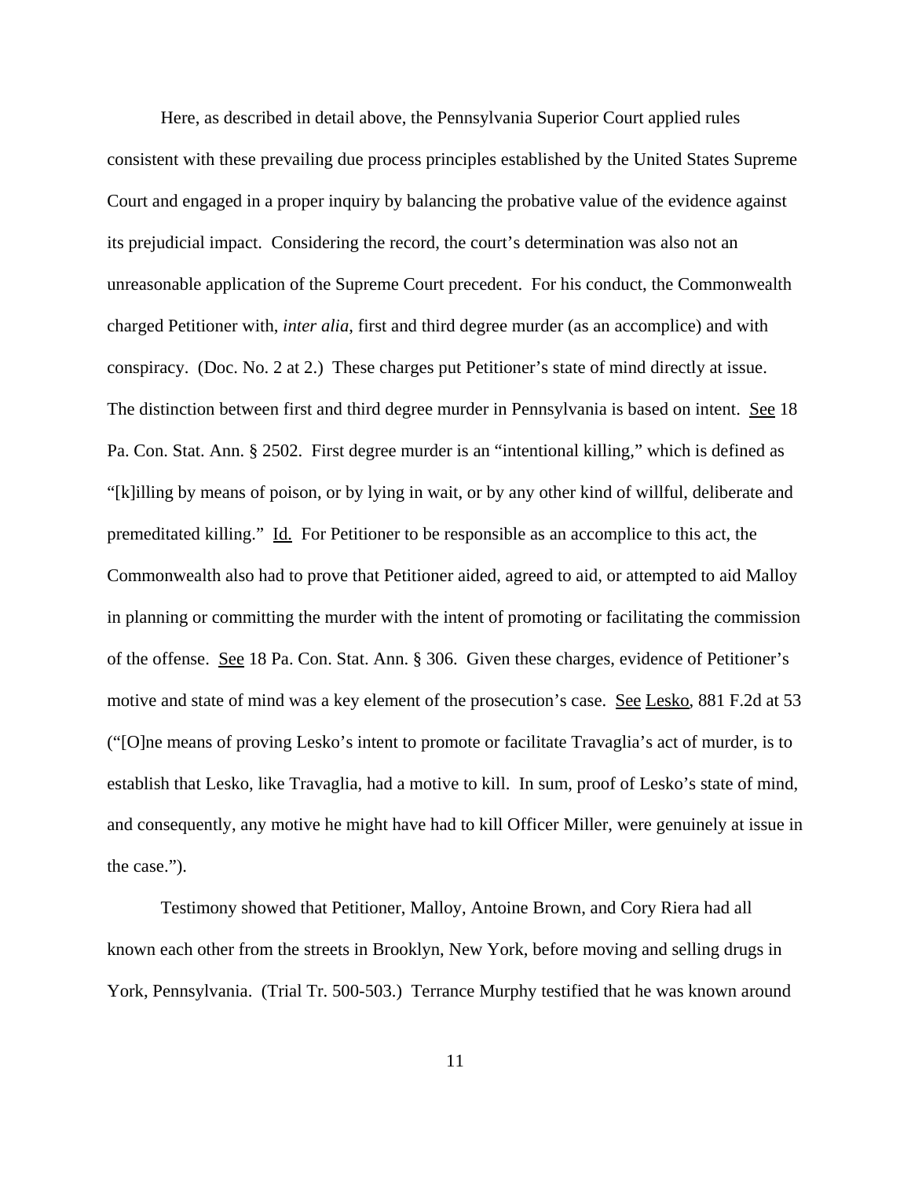Here, as described in detail above, the Pennsylvania Superior Court applied rules consistent with these prevailing due process principles established by the United States Supreme Court and engaged in a proper inquiry by balancing the probative value of the evidence against its prejudicial impact. Considering the record, the court's determination was also not an unreasonable application of the Supreme Court precedent. For his conduct, the Commonwealth charged Petitioner with, *inter alia*, first and third degree murder (as an accomplice) and with conspiracy. (Doc. No. 2 at 2.) These charges put Petitioner's state of mind directly at issue. The distinction between first and third degree murder in Pennsylvania is based on intent. See 18 Pa. Con. Stat. Ann. § 2502. First degree murder is an "intentional killing," which is defined as "[k]illing by means of poison, or by lying in wait, or by any other kind of willful, deliberate and premeditated killing." Id. For Petitioner to be responsible as an accomplice to this act, the Commonwealth also had to prove that Petitioner aided, agreed to aid, or attempted to aid Malloy in planning or committing the murder with the intent of promoting or facilitating the commission of the offense. See 18 Pa. Con. Stat. Ann. § 306. Given these charges, evidence of Petitioner's motive and state of mind was a key element of the prosecution's case. See Lesko, 881 F.2d at 53 ("[O]ne means of proving Lesko's intent to promote or facilitate Travaglia's act of murder, is to establish that Lesko, like Travaglia, had a motive to kill. In sum, proof of Lesko's state of mind, and consequently, any motive he might have had to kill Officer Miller, were genuinely at issue in the case.").

Testimony showed that Petitioner, Malloy, Antoine Brown, and Cory Riera had all known each other from the streets in Brooklyn, New York, before moving and selling drugs in York, Pennsylvania. (Trial Tr. 500-503.) Terrance Murphy testified that he was known around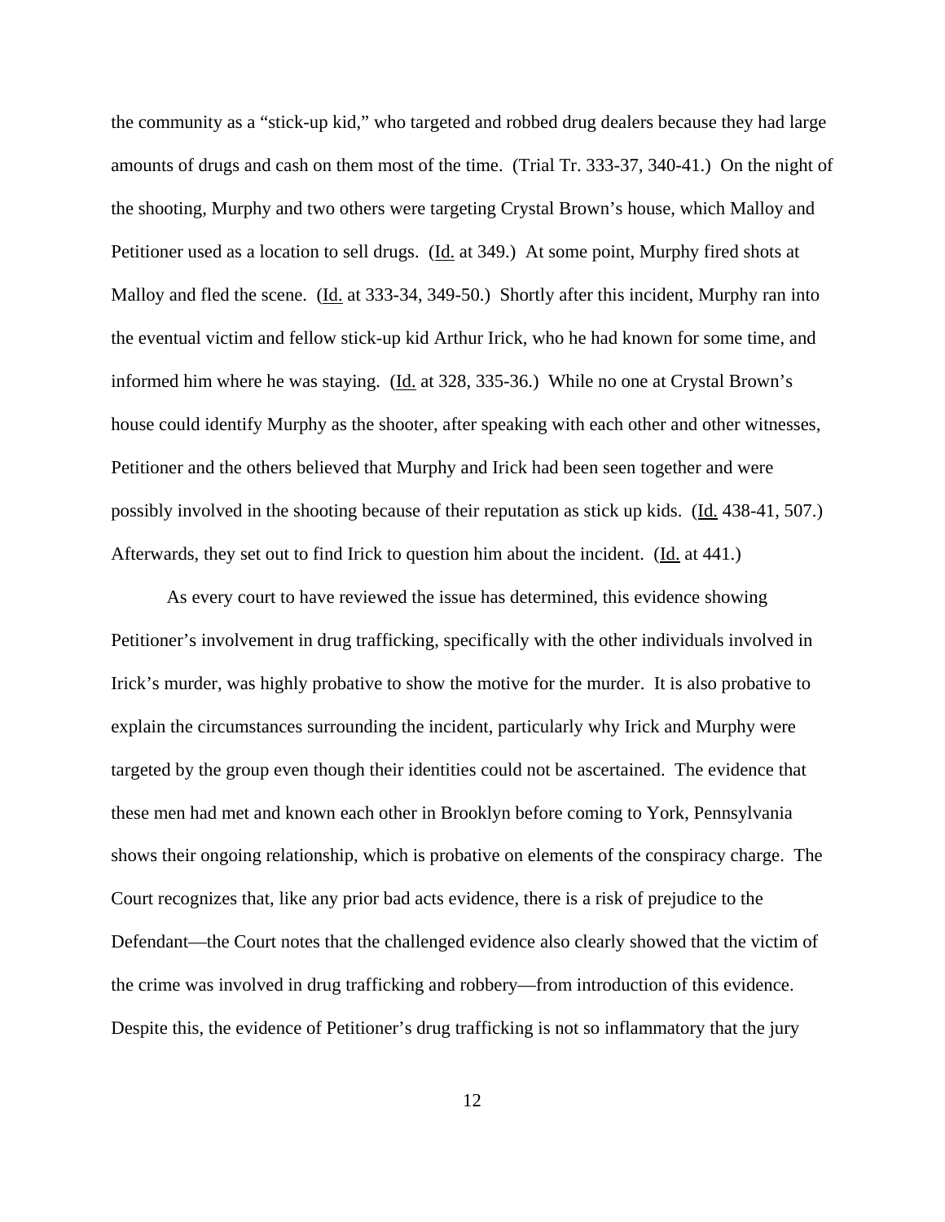the community as a "stick-up kid," who targeted and robbed drug dealers because they had large amounts of drugs and cash on them most of the time. (Trial Tr. 333-37, 340-41.) On the night of the shooting, Murphy and two others were targeting Crystal Brown's house, which Malloy and Petitioner used as a location to sell drugs. (Id. at 349.) At some point, Murphy fired shots at Malloy and fled the scene. (Id. at 333-34, 349-50.) Shortly after this incident, Murphy ran into the eventual victim and fellow stick-up kid Arthur Irick, who he had known for some time, and informed him where he was staying. (Id. at 328, 335-36.) While no one at Crystal Brown's house could identify Murphy as the shooter, after speaking with each other and other witnesses, Petitioner and the others believed that Murphy and Irick had been seen together and were possibly involved in the shooting because of their reputation as stick up kids. (Id. 438-41, 507.) Afterwards, they set out to find Irick to question him about the incident. (Id. at 441.)

As every court to have reviewed the issue has determined, this evidence showing Petitioner's involvement in drug trafficking, specifically with the other individuals involved in Irick's murder, was highly probative to show the motive for the murder. It is also probative to explain the circumstances surrounding the incident, particularly why Irick and Murphy were targeted by the group even though their identities could not be ascertained. The evidence that these men had met and known each other in Brooklyn before coming to York, Pennsylvania shows their ongoing relationship, which is probative on elements of the conspiracy charge. The Court recognizes that, like any prior bad acts evidence, there is a risk of prejudice to the Defendant—the Court notes that the challenged evidence also clearly showed that the victim of the crime was involved in drug trafficking and robbery—from introduction of this evidence. Despite this, the evidence of Petitioner's drug trafficking is not so inflammatory that the jury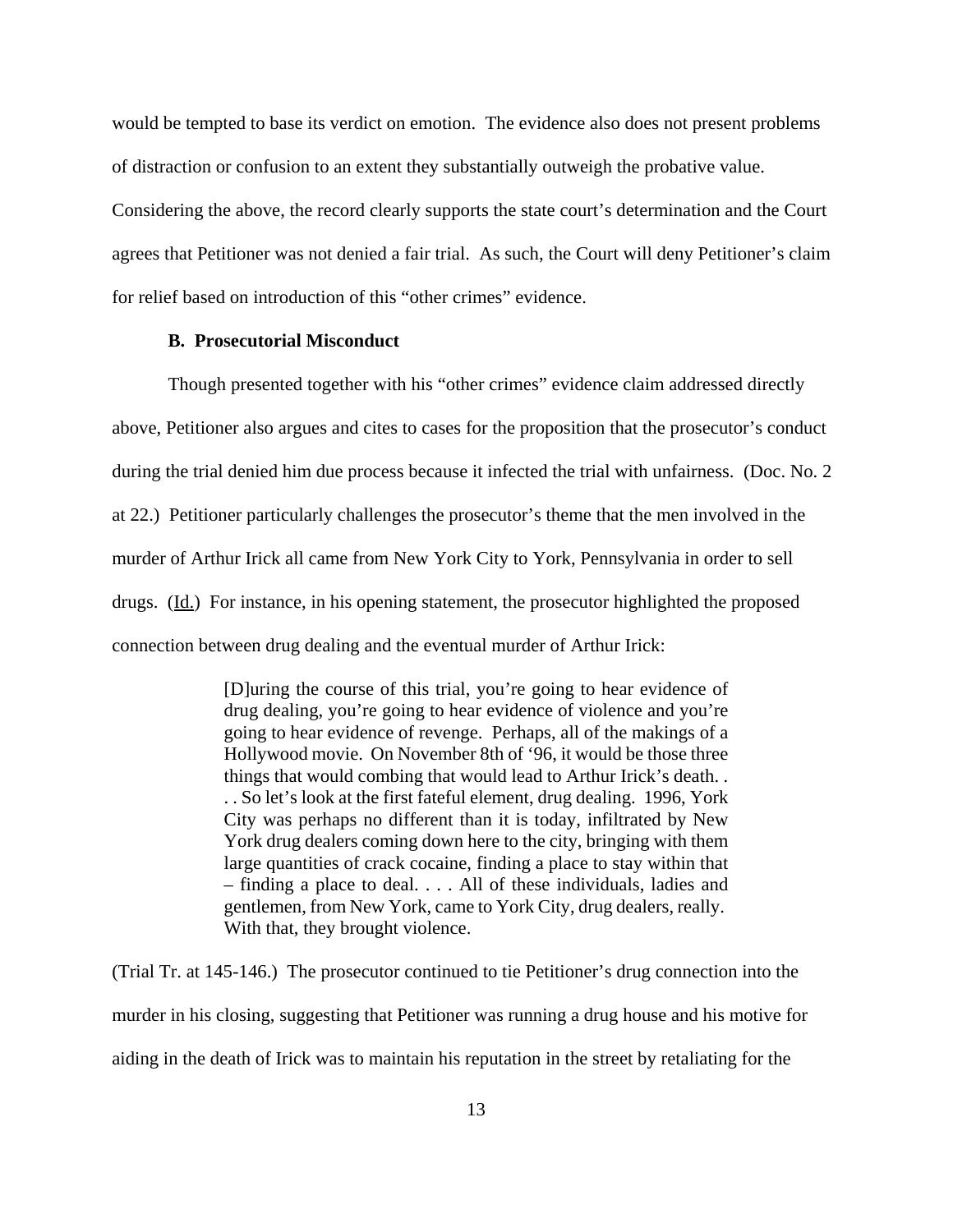would be tempted to base its verdict on emotion. The evidence also does not present problems of distraction or confusion to an extent they substantially outweigh the probative value. Considering the above, the record clearly supports the state court's determination and the Court agrees that Petitioner was not denied a fair trial. As such, the Court will deny Petitioner's claim for relief based on introduction of this "other crimes" evidence.

### B. Prosecutorial Misconduct

Though presented together with his "other crimes" evidence claim addressed directly above, Petitioner also argues and cites to cases for the proposition that the prosecutor's conduct during the trial denied him due process because it infected the trial with unfairness. (Doc. No. 2 at 22.) Petitioner particularly challenges the prosecutor's theme that the men involved in the murder of Arthur Irick all came from New York City to York, Pennsylvania in order to sell drugs. (Id.) For instance, in his opening statement, the prosecutor highlighted the proposed connection between drug dealing and the eventual murder of Arthur Irick:

> [D]uring the course of this trial, you're going to hear evidence of drug dealing, you're going to hear evidence of violence and you're going to hear evidence of revenge. Perhaps, all of the makings of a Hollywood movie. On November 8th of '96, it would be those three things that would combing that would lead to Arthur Irick's death. . . . So let's look at the first fateful element, drug dealing. 1996, York City was perhaps no different than it is today, infiltrated by New York drug dealers coming down here to the city, bringing with them large quantities of crack cocaine, finding a place to stay within that – finding a place to deal. . . . All of these individuals, ladies and gentlemen, from New York, came to York City, drug dealers, really. With that, they brought violence.

(Trial Tr. at 145-146.) The prosecutor continued to tie Petitioner's drug connection into the murder in his closing, suggesting that Petitioner was running a drug house and his motive for aiding in the death of Irick was to maintain his reputation in the street by retaliating for the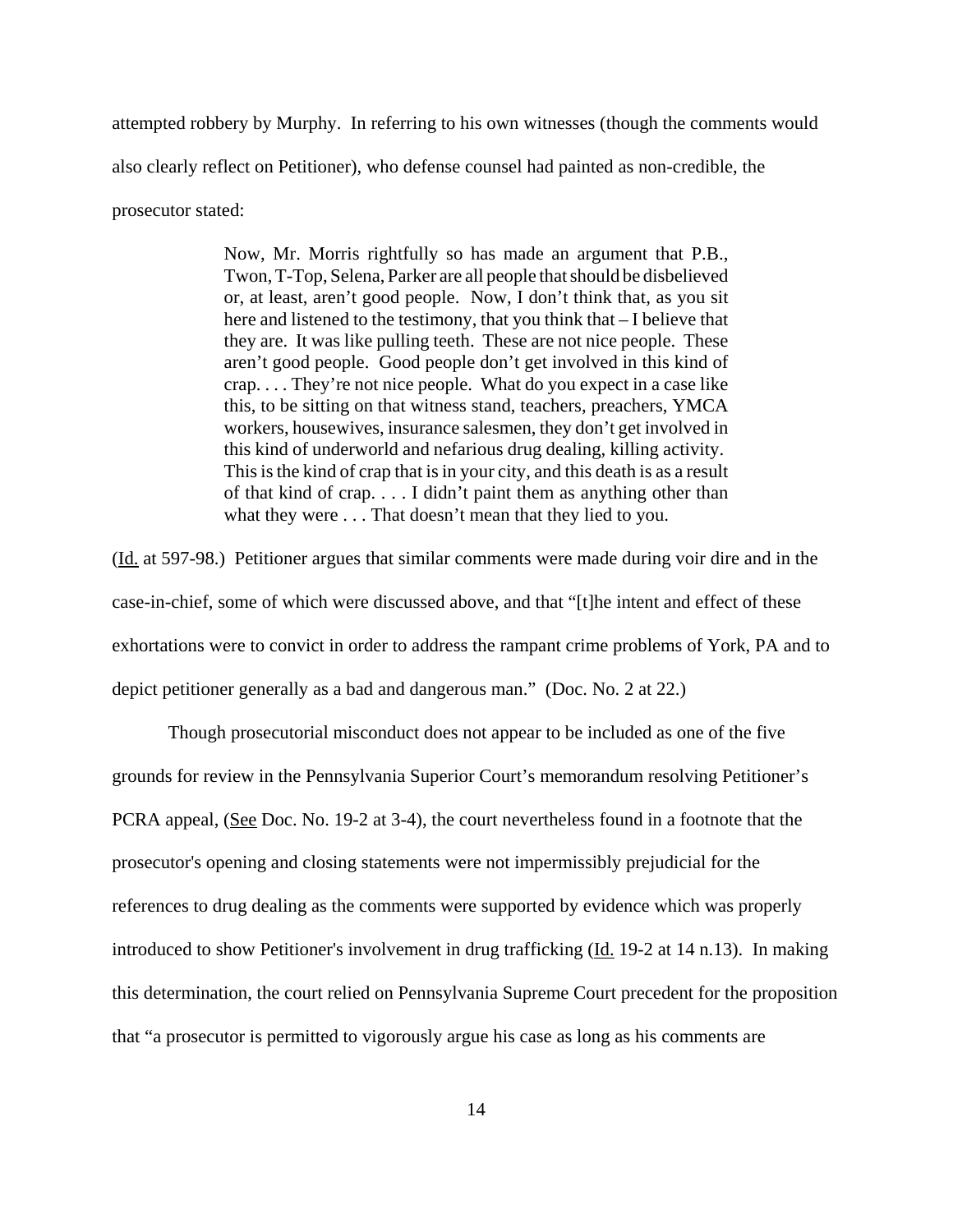attempted robbery by Murphy. In referring to his own witnesses (though the comments would also clearly reflect on Petitioner), who defense counsel had painted as non-credible, the prosecutor stated:

> Now, Mr. Morris rightfully so has made an argument that P.B., Twon, T-Top, Selena, Parker are all people that should be disbelieved or, at least, aren't good people. Now, I don't think that, as you sit here and listened to the testimony, that you think that – I believe that they are. It was like pulling teeth. These are not nice people. These aren't good people. Good people don't get involved in this kind of crap. . . . They're not nice people. What do you expect in a case like this, to be sitting on that witness stand, teachers, preachers, YMCA workers, housewives, insurance salesmen, they don't get involved in this kind of underworld and nefarious drug dealing, killing activity. This is the kind of crap that is in your city, and this death is as a result of that kind of crap. . . . I didn't paint them as anything other than what they were . . . That doesn't mean that they lied to you.

(Id. at 597-98.) Petitioner argues that similar comments were made during voir dire and in the case-in-chief, some of which were discussed above, and that "[t]he intent and effect of these exhortations were to convict in order to address the rampant crime problems of York, PA and to depict petitioner generally as a bad and dangerous man." (Doc. No. 2 at 22.)

Though prosecutorial misconduct does not appear to be included as one of the five grounds for review in the Pennsylvania Superior Court's memorandum resolving Petitioner's PCRA appeal, (See Doc. No. 19-2 at 3-4), the court nevertheless found in a footnote that the prosecutor's opening and closing statements were not impermissibly prejudicial for the references to drug dealing as the comments were supported by evidence which was properly introduced to show Petitioner's involvement in drug trafficking (Id. 19-2 at 14 n.13). In making this determination, the court relied on Pennsylvania Supreme Court precedent for the proposition that "a prosecutor is permitted to vigorously argue his case as long as his comments are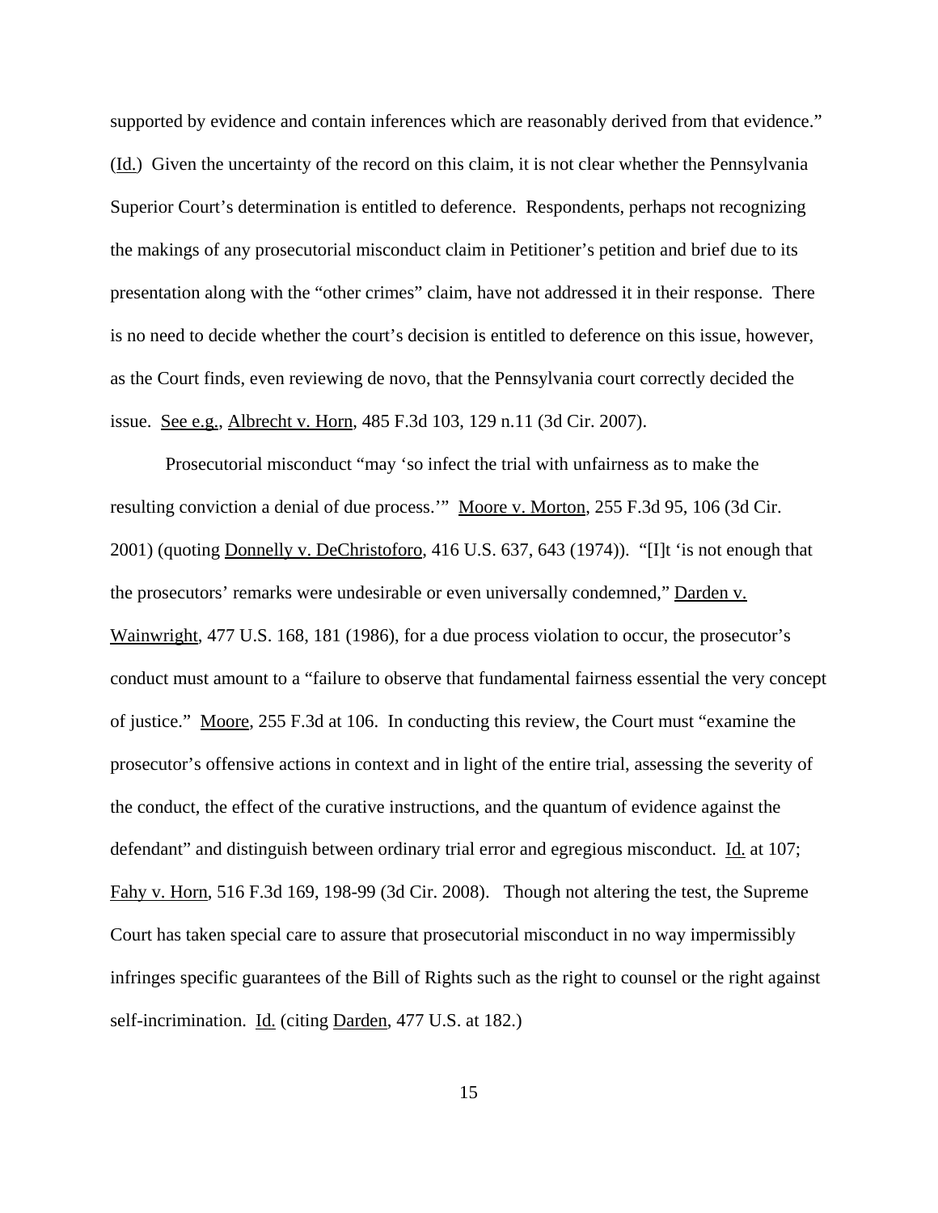supported by evidence and contain inferences which are reasonably derived from that evidence." (Id.) Given the uncertainty of the record on this claim, it is not clear whether the Pennsylvania Superior Court's determination is entitled to deference. Respondents, perhaps not recognizing the makings of any prosecutorial misconduct claim in Petitioner's petition and brief due to its presentation along with the "other crimes" claim, have not addressed it in their response. There is no need to decide whether the court's decision is entitled to deference on this issue, however, as the Court finds, even reviewing de novo, that the Pennsylvania court correctly decided the issue. See e.g., Albrecht v. Horn, 485 F.3d 103, 129 n.11 (3d Cir. 2007).

Prosecutorial misconduct "may 'so infect the trial with unfairness as to make the resulting conviction a denial of due process.'" Moore v. Morton, 255 F.3d 95, 106 (3d Cir. 2001) (quoting Donnelly v. DeChristoforo, 416 U.S. 637, 643 (1974)). "[I]t 'is not enough that the prosecutors' remarks were undesirable or even universally condemned," Darden v. Wainwright, 477 U.S. 168, 181 (1986), for a due process violation to occur, the prosecutor's conduct must amount to a "failure to observe that fundamental fairness essential the very concept of justice." Moore, 255 F.3d at 106. In conducting this review, the Court must "examine the prosecutor's offensive actions in context and in light of the entire trial, assessing the severity of the conduct, the effect of the curative instructions, and the quantum of evidence against the defendant" and distinguish between ordinary trial error and egregious misconduct. Id. at 107; Fahy v. Horn, 516 F.3d 169, 198-99 (3d Cir. 2008). Though not altering the test, the Supreme Court has taken special care to assure that prosecutorial misconduct in no way impermissibly infringes specific guarantees of the Bill of Rights such as the right to counsel or the right against self-incrimination. Id. (citing Darden, 477 U.S. at 182.)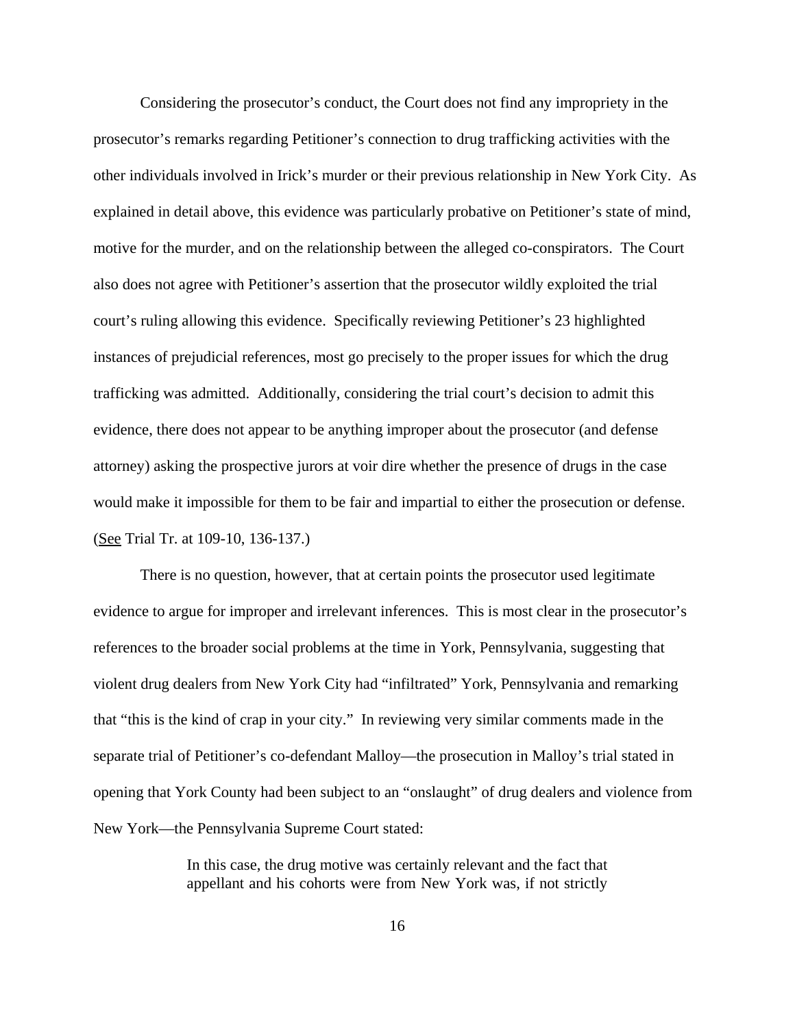Considering the prosecutor's conduct, the Court does not find any impropriety in the prosecutor's remarks regarding Petitioner's connection to drug trafficking activities with the other individuals involved in Irick's murder or their previous relationship in New York City. As explained in detail above, this evidence was particularly probative on Petitioner's state of mind, motive for the murder, and on the relationship between the alleged co-conspirators. The Court also does not agree with Petitioner's assertion that the prosecutor wildly exploited the trial court's ruling allowing this evidence. Specifically reviewing Petitioner's 23 highlighted instances of prejudicial references, most go precisely to the proper issues for which the drug trafficking was admitted. Additionally, considering the trial court's decision to admit this evidence, there does not appear to be anything improper about the prosecutor (and defense attorney) asking the prospective jurors at voir dire whether the presence of drugs in the case would make it impossible for them to be fair and impartial to either the prosecution or defense. (See Trial Tr. at 109-10, 136-137.)

There is no question, however, that at certain points the prosecutor used legitimate evidence to argue for improper and irrelevant inferences. This is most clear in the prosecutor's references to the broader social problems at the time in York, Pennsylvania, suggesting that violent drug dealers from New York City had "infiltrated" York, Pennsylvania and remarking that "this is the kind of crap in your city." In reviewing very similar comments made in the separate trial of Petitioner's co-defendant Malloy—the prosecution in Malloy's trial stated in opening that York County had been subject to an "onslaught" of drug dealers and violence from New York—the Pennsylvania Supreme Court stated:

> In this case, the drug motive was certainly relevant and the fact that appellant and his cohorts were from New York was, if not strictly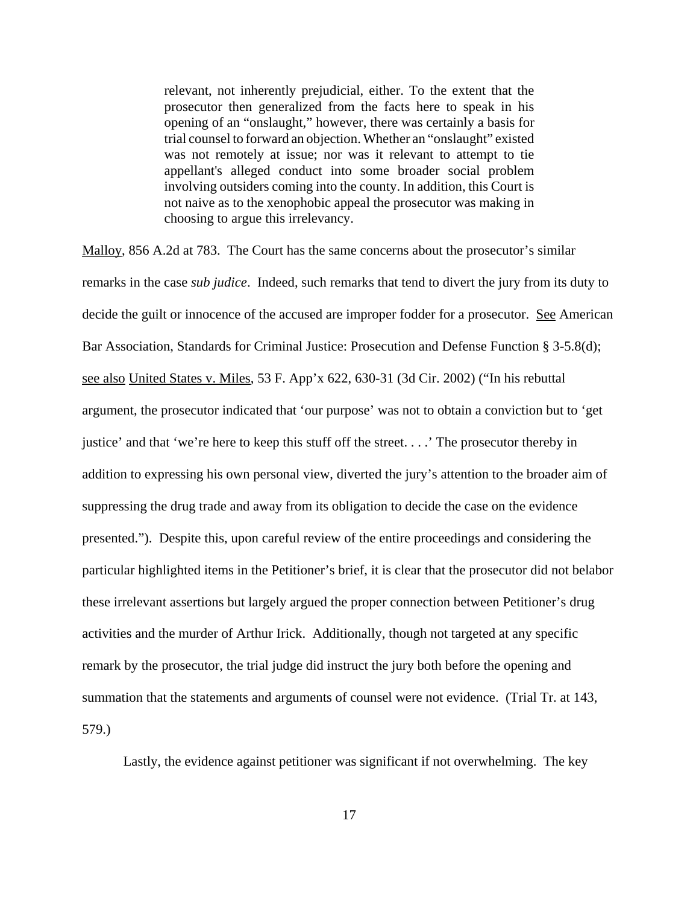> relevant, not inherently prejudicial, either. To the extent that the prosecutor then generalized from the facts here to speak in his opening of an "onslaught," however, there was certainly a basis for trial counsel to forward an objection. Whether an "onslaught" existed was not remotely at issue; nor was it relevant to attempt to tie appellant's alleged conduct into some broader social problem involving outsiders coming into the county. In addition, this Court is not naive as to the xenophobic appeal the prosecutor was making in choosing to argue this irrelevancy.

Malloy, 856 A.2d at 783. The Court has the same concerns about the prosecutor's similar remarks in the case *sub judice*. Indeed, such remarks that tend to divert the jury from its duty to decide the guilt or innocence of the accused are improper fodder for a prosecutor. See American Bar Association, Standards for Criminal Justice: Prosecution and Defense Function § 3-5.8(d); see also United States v. Miles, 53 F. App'x 622, 630-31 (3d Cir. 2002) ("In his rebuttal argument, the prosecutor indicated that 'our purpose' was not to obtain a conviction but to 'get justice' and that 'we're here to keep this stuff off the street. . . .' The prosecutor thereby in addition to expressing his own personal view, diverted the jury's attention to the broader aim of suppressing the drug trade and away from its obligation to decide the case on the evidence presented."). Despite this, upon careful review of the entire proceedings and considering the particular highlighted items in the Petitioner's brief, it is clear that the prosecutor did not belabor these irrelevant assertions but largely argued the proper connection between Petitioner's drug activities and the murder of Arthur Irick. Additionally, though not targeted at any specific remark by the prosecutor, the trial judge did instruct the jury both before the opening and summation that the statements and arguments of counsel were not evidence. (Trial Tr. at 143, 579.)

Lastly, the evidence against petitioner was significant if not overwhelming. The key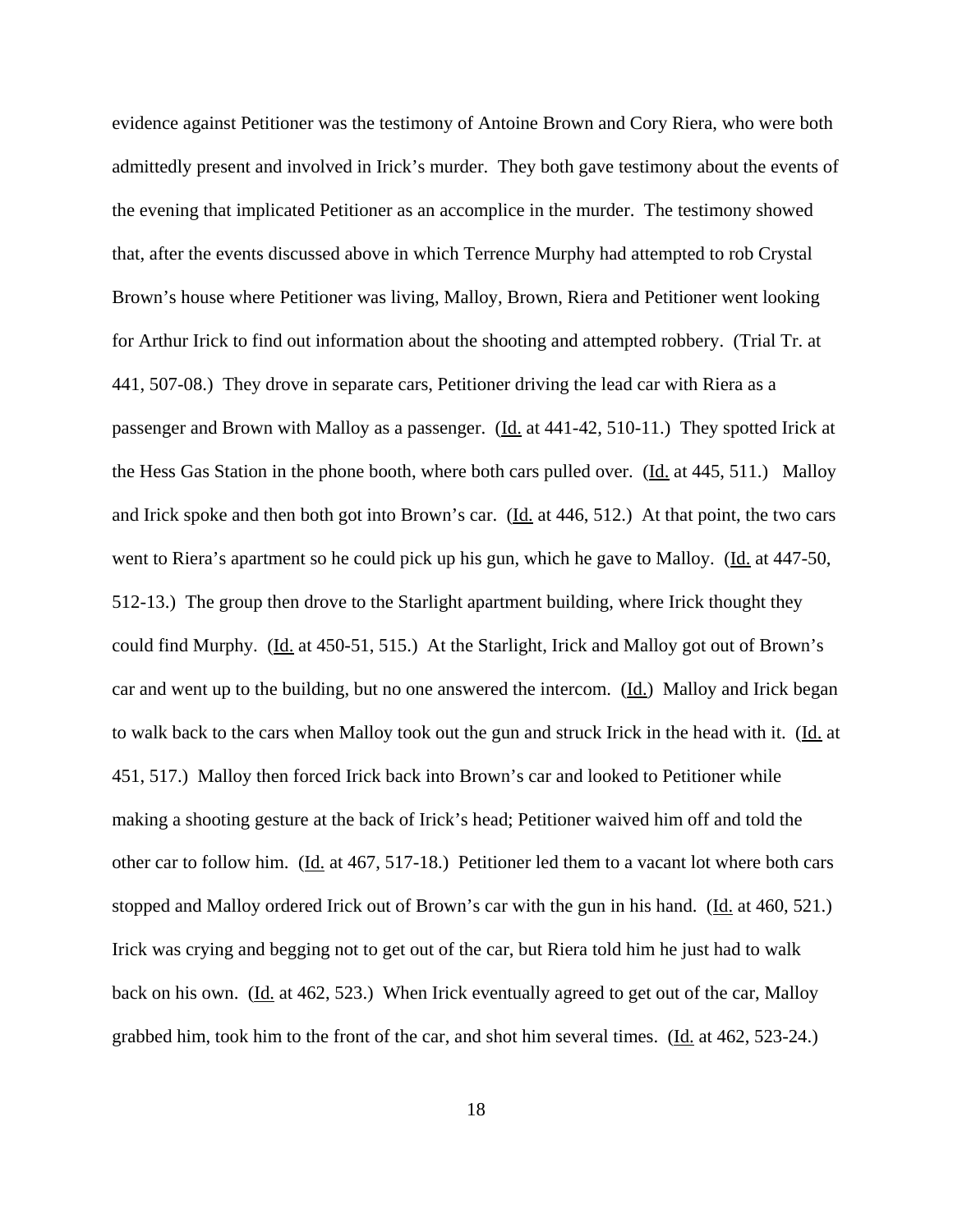evidence against Petitioner was the testimony of Antoine Brown and Cory Riera, who were both admittedly present and involved in Irick's murder. They both gave testimony about the events of the evening that implicated Petitioner as an accomplice in the murder. The testimony showed that, after the events discussed above in which Terrence Murphy had attempted to rob Crystal Brown's house where Petitioner was living, Malloy, Brown, Riera and Petitioner went looking for Arthur Irick to find out information about the shooting and attempted robbery. (Trial Tr. at 441, 507-08.) They drove in separate cars, Petitioner driving the lead car with Riera as a passenger and Brown with Malloy as a passenger. (Id. at 441-42, 510-11.) They spotted Irick at the Hess Gas Station in the phone booth, where both cars pulled over. (Id. at 445, 511.) Malloy and Irick spoke and then both got into Brown's car. (Id. at 446, 512.) At that point, the two cars went to Riera's apartment so he could pick up his gun, which he gave to Malloy. (Id. at 447-50, 512-13.) The group then drove to the Starlight apartment building, where Irick thought they could find Murphy. (Id. at 450-51, 515.) At the Starlight, Irick and Malloy got out of Brown's car and went up to the building, but no one answered the intercom. (Id.) Malloy and Irick began to walk back to the cars when Malloy took out the gun and struck Irick in the head with it. (Id. at 451, 517.) Malloy then forced Irick back into Brown's car and looked to Petitioner while making a shooting gesture at the back of Irick's head; Petitioner waived him off and told the other car to follow him. (Id. at 467, 517-18.) Petitioner led them to a vacant lot where both cars stopped and Malloy ordered Irick out of Brown's car with the gun in his hand. (Id. at 460, 521.) Irick was crying and begging not to get out of the car, but Riera told him he just had to walk back on his own. (Id. at 462, 523.) When Irick eventually agreed to get out of the car, Malloy grabbed him, took him to the front of the car, and shot him several times. (Id. at 462, 523-24.)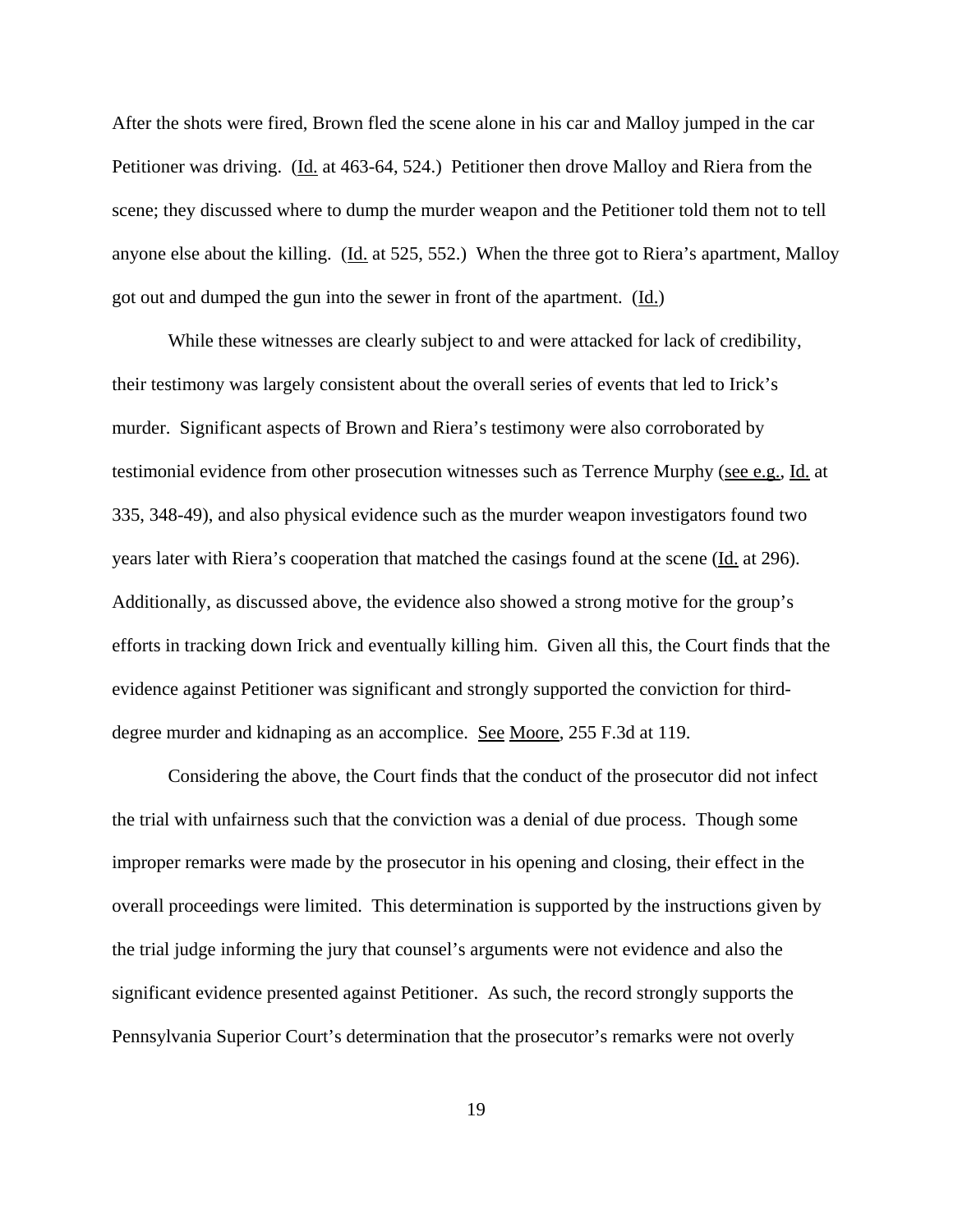After the shots were fired, Brown fled the scene alone in his car and Malloy jumped in the car Petitioner was driving. (Id. at 463-64, 524.) Petitioner then drove Malloy and Riera from the scene; they discussed where to dump the murder weapon and the Petitioner told them not to tell anyone else about the killing. (Id. at 525, 552.) When the three got to Riera's apartment, Malloy got out and dumped the gun into the sewer in front of the apartment. (Id.)

While these witnesses are clearly subject to and were attacked for lack of credibility, their testimony was largely consistent about the overall series of events that led to Irick's murder. Significant aspects of Brown and Riera's testimony were also corroborated by testimonial evidence from other prosecution witnesses such as Terrence Murphy (see e.g., Id. at 335, 348-49), and also physical evidence such as the murder weapon investigators found two years later with Riera's cooperation that matched the casings found at the scene (Id. at 296). Additionally, as discussed above, the evidence also showed a strong motive for the group's efforts in tracking down Irick and eventually killing him. Given all this, the Court finds that the evidence against Petitioner was significant and strongly supported the conviction for third-degree murder and kidnaping as an accomplice. See Moore, 255 F.3d at 119.

Considering the above, the Court finds that the conduct of the prosecutor did not infect the trial with unfairness such that the conviction was a denial of due process. Though some improper remarks were made by the prosecutor in his opening and closing, their effect in the overall proceedings were limited. This determination is supported by the instructions given by the trial judge informing the jury that counsel's arguments were not evidence and also the significant evidence presented against Petitioner. As such, the record strongly supports the Pennsylvania Superior Court's determination that the prosecutor's remarks were not overly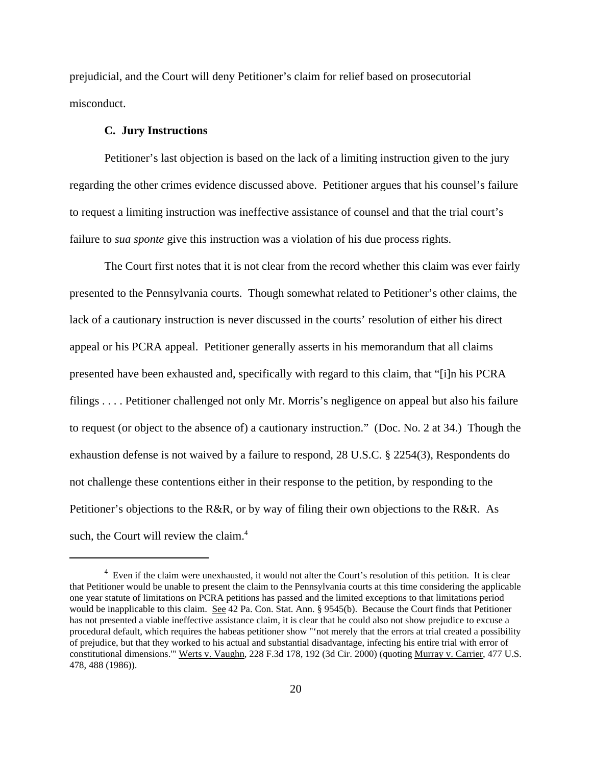prejudicial, and the Court will deny Petitioner's claim for relief based on prosecutorial misconduct.

### C. Jury Instructions

Petitioner's last objection is based on the lack of a limiting instruction given to the jury regarding the other crimes evidence discussed above. Petitioner argues that his counsel's failure to request a limiting instruction was ineffective assistance of counsel and that the trial court's failure to *sua sponte* give this instruction was a violation of his due process rights.

The Court first notes that it is not clear from the record whether this claim was ever fairly presented to the Pennsylvania courts. Though somewhat related to Petitioner's other claims, the lack of a cautionary instruction is never discussed in the courts' resolution of either his direct appeal or his PCRA appeal. Petitioner generally asserts in his memorandum that all claims presented have been exhausted and, specifically with regard to this claim, that "[i]n his PCRA filings . . . . Petitioner challenged not only Mr. Morris's negligence on appeal but also his failure to request (or object to the absence of) a cautionary instruction." (Doc. No. 2 at 34.) Though the exhaustion defense is not waived by a failure to respond, 28 U.S.C. § 2254(3), Respondents do not challenge these contentions either in their response to the petition, by responding to the Petitioner's objections to the R&R, or by way of filing their own objections to the R&R. As such, the Court will review the claim.[4]

[4] Even if the claim were unexhausted, it would not alter the Court's resolution of this petition. It is clear that Petitioner would be unable to present the claim to the Pennsylvania courts at this time considering the applicable one year statute of limitations on PCRA petitions has passed and the limited exceptions to that limitations period would be inapplicable to this claim. See 42 Pa. Con. Stat. Ann. § 9545(b). Because the Court finds that Petitioner has not presented a viable ineffective assistance claim, it is clear that he could also not show prejudice to excuse a procedural default, which requires the habeas petitioner show "'not merely that the errors at trial created a possibility of prejudice, but that they worked to his actual and substantial disadvantage, infecting his entire trial with error of constitutional dimensions.'" Werts v. Vaughn, 228 F.3d 178, 192 (3d Cir. 2000) (quoting Murray v. Carrier, 477 U.S. 478, 488 (1986)).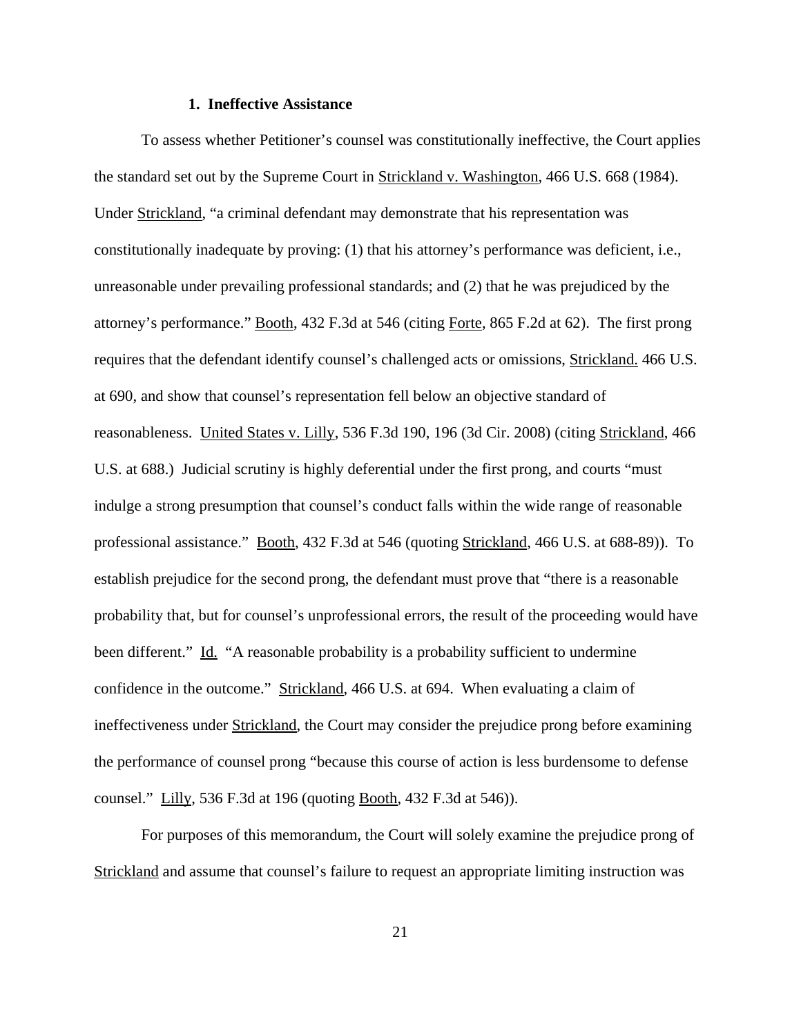### 1. Ineffective Assistance

To assess whether Petitioner's counsel was constitutionally ineffective, the Court applies the standard set out by the Supreme Court in Strickland v. Washington, 466 U.S. 668 (1984). Under Strickland, "a criminal defendant may demonstrate that his representation was constitutionally inadequate by proving: (1) that his attorney's performance was deficient, i.e., unreasonable under prevailing professional standards; and (2) that he was prejudiced by the attorney's performance." Booth, 432 F.3d at 546 (citing Forte, 865 F.2d at 62). The first prong requires that the defendant identify counsel's challenged acts or omissions, Strickland. 466 U.S. at 690, and show that counsel's representation fell below an objective standard of reasonableness. United States v. Lilly, 536 F.3d 190, 196 (3d Cir. 2008) (citing Strickland, 466 U.S. at 688.) Judicial scrutiny is highly deferential under the first prong, and courts "must indulge a strong presumption that counsel's conduct falls within the wide range of reasonable professional assistance." Booth, 432 F.3d at 546 (quoting Strickland, 466 U.S. at 688-89)). To establish prejudice for the second prong, the defendant must prove that "there is a reasonable probability that, but for counsel's unprofessional errors, the result of the proceeding would have been different." Id. "A reasonable probability is a probability sufficient to undermine confidence in the outcome." Strickland, 466 U.S. at 694. When evaluating a claim of ineffectiveness under Strickland, the Court may consider the prejudice prong before examining the performance of counsel prong "because this course of action is less burdensome to defense counsel." Lilly, 536 F.3d at 196 (quoting Booth, 432 F.3d at 546)).

For purposes of this memorandum, the Court will solely examine the prejudice prong of Strickland and assume that counsel's failure to request an appropriate limiting instruction was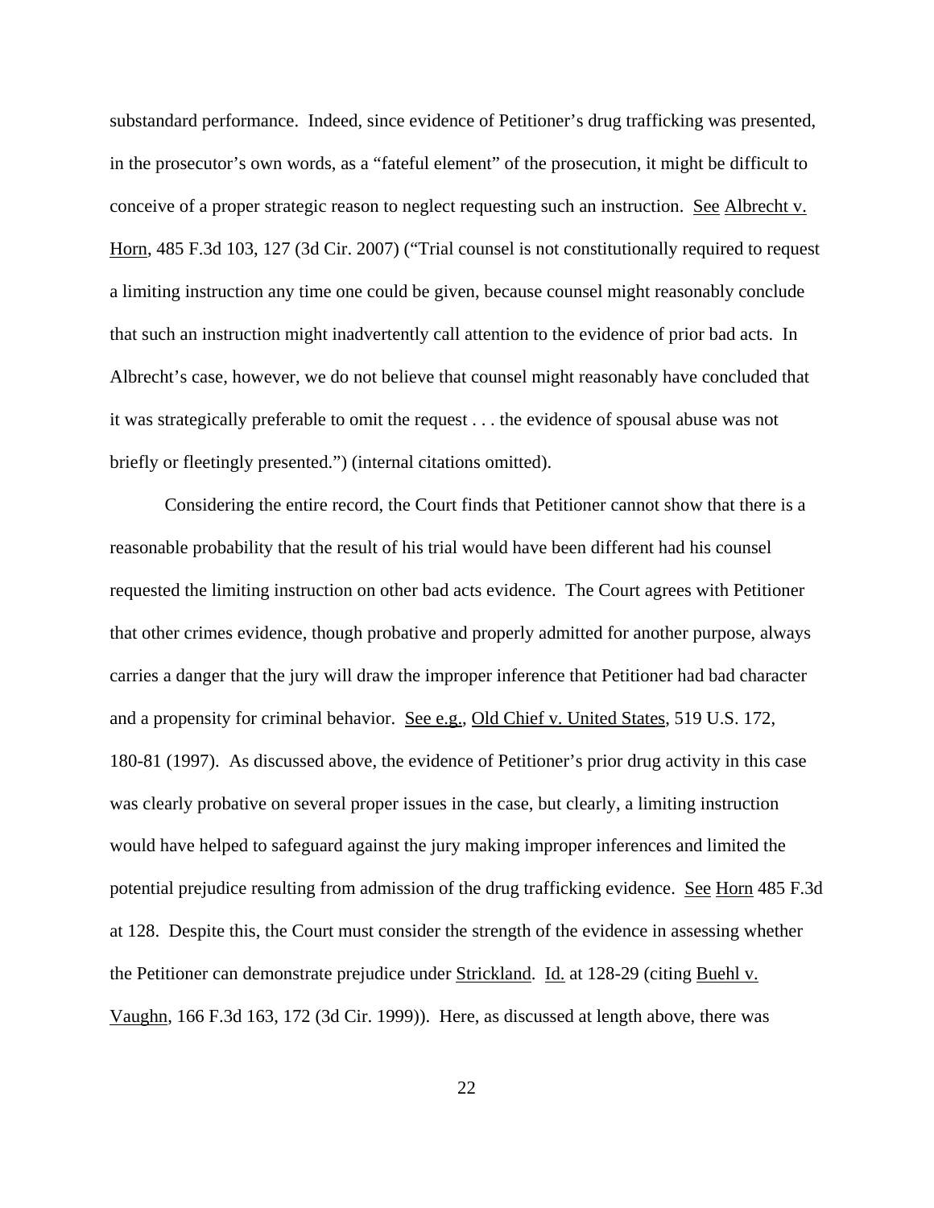substandard performance. Indeed, since evidence of Petitioner's drug trafficking was presented, in the prosecutor's own words, as a "fateful element" of the prosecution, it might be difficult to conceive of a proper strategic reason to neglect requesting such an instruction. See Albrecht v. Horn, 485 F.3d 103, 127 (3d Cir. 2007) ("Trial counsel is not constitutionally required to request a limiting instruction any time one could be given, because counsel might reasonably conclude that such an instruction might inadvertently call attention to the evidence of prior bad acts. In Albrecht's case, however, we do not believe that counsel might reasonably have concluded that it was strategically preferable to omit the request . . . the evidence of spousal abuse was not briefly or fleetingly presented.") (internal citations omitted).

Considering the entire record, the Court finds that Petitioner cannot show that there is a reasonable probability that the result of his trial would have been different had his counsel requested the limiting instruction on other bad acts evidence. The Court agrees with Petitioner that other crimes evidence, though probative and properly admitted for another purpose, always carries a danger that the jury will draw the improper inference that Petitioner had bad character and a propensity for criminal behavior. See e.g., Old Chief v. United States, 519 U.S. 172, 180-81 (1997). As discussed above, the evidence of Petitioner's prior drug activity in this case was clearly probative on several proper issues in the case, but clearly, a limiting instruction would have helped to safeguard against the jury making improper inferences and limited the potential prejudice resulting from admission of the drug trafficking evidence. See Horn 485 F.3d at 128. Despite this, the Court must consider the strength of the evidence in assessing whether the Petitioner can demonstrate prejudice under Strickland. Id. at 128-29 (citing Buehl v. Vaughn, 166 F.3d 163, 172 (3d Cir. 1999)). Here, as discussed at length above, there was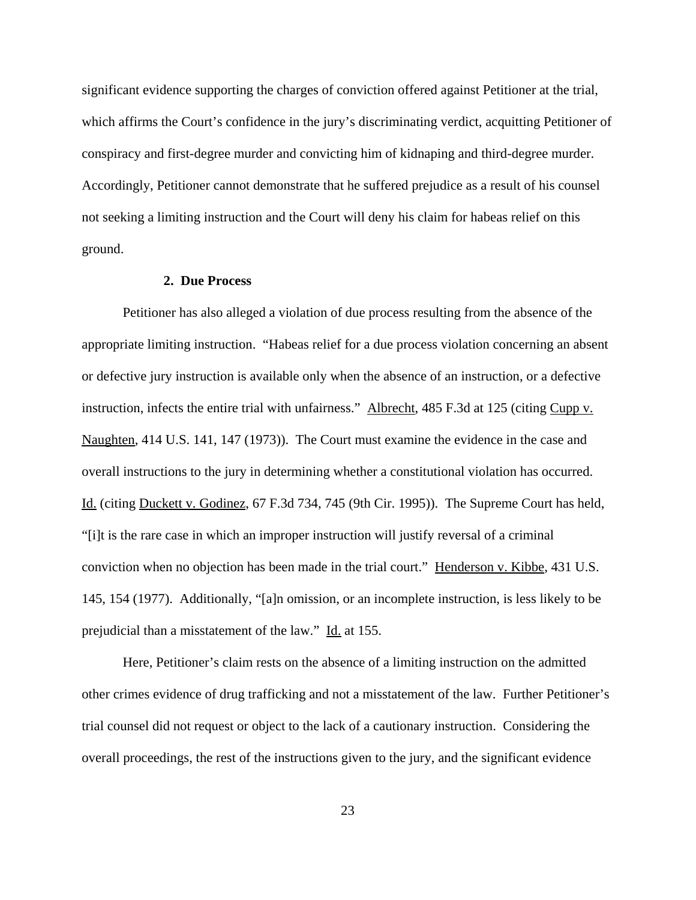significant evidence supporting the charges of conviction offered against Petitioner at the trial, which affirms the Court's confidence in the jury's discriminating verdict, acquitting Petitioner of conspiracy and first-degree murder and convicting him of kidnaping and third-degree murder. Accordingly, Petitioner cannot demonstrate that he suffered prejudice as a result of his counsel not seeking a limiting instruction and the Court will deny his claim for habeas relief on this ground.

### 2. Due Process

Petitioner has also alleged a violation of due process resulting from the absence of the appropriate limiting instruction. "Habeas relief for a due process violation concerning an absent or defective jury instruction is available only when the absence of an instruction, or a defective instruction, infects the entire trial with unfairness." Albrecht, 485 F.3d at 125 (citing Cupp v. Naughten, 414 U.S. 141, 147 (1973)). The Court must examine the evidence in the case and overall instructions to the jury in determining whether a constitutional violation has occurred. Id. (citing Duckett v. Godinez, 67 F.3d 734, 745 (9th Cir. 1995)). The Supreme Court has held, "[i]t is the rare case in which an improper instruction will justify reversal of a criminal conviction when no objection has been made in the trial court." Henderson v. Kibbe, 431 U.S. 145, 154 (1977). Additionally, "[a]n omission, or an incomplete instruction, is less likely to be prejudicial than a misstatement of the law." Id. at 155.

Here, Petitioner's claim rests on the absence of a limiting instruction on the admitted other crimes evidence of drug trafficking and not a misstatement of the law. Further Petitioner's trial counsel did not request or object to the lack of a cautionary instruction. Considering the overall proceedings, the rest of the instructions given to the jury, and the significant evidence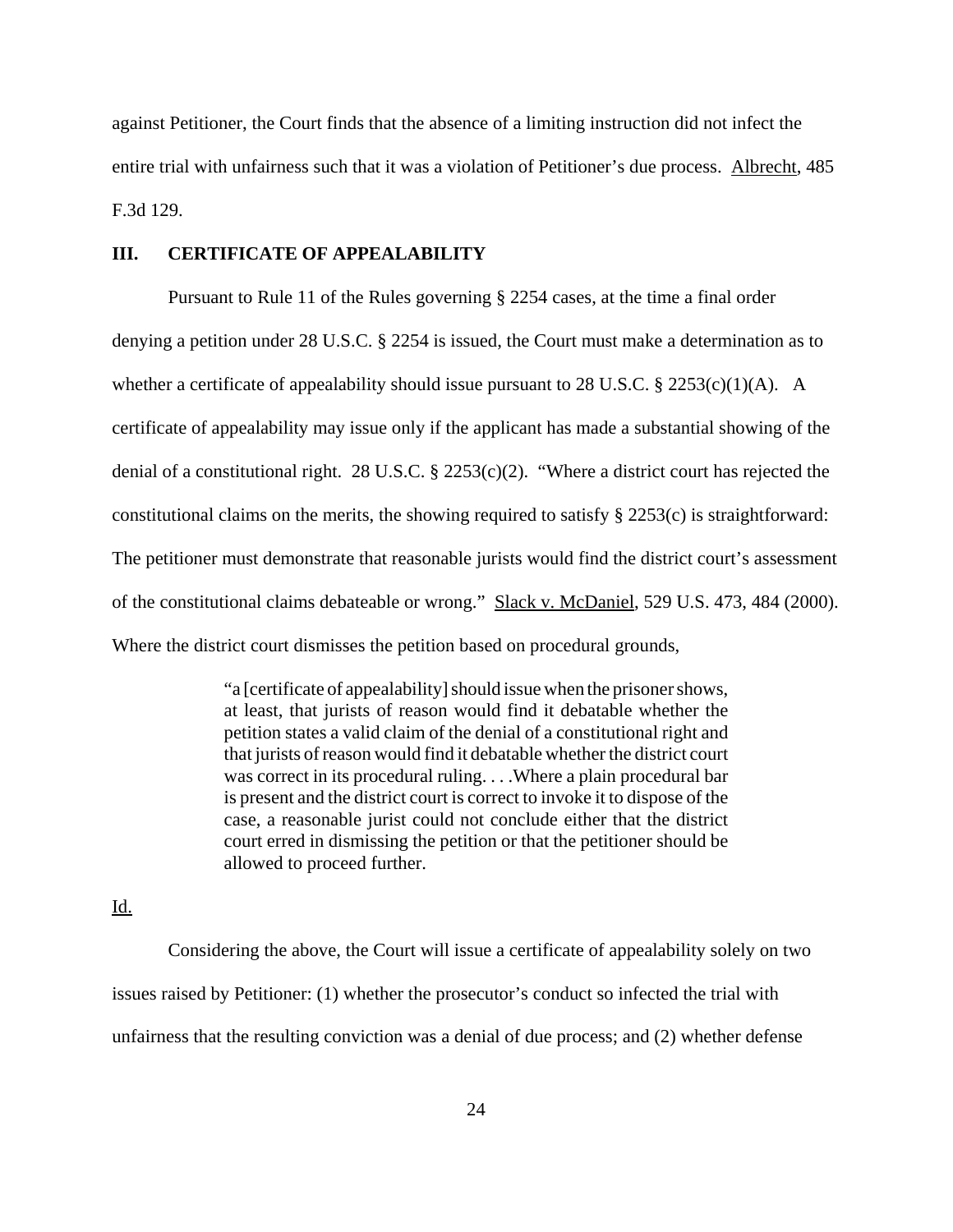against Petitioner, the Court finds that the absence of a limiting instruction did not infect the entire trial with unfairness such that it was a violation of Petitioner's due process. Albrecht, 485 F.3d 129.

## III. CERTIFICATE OF APPEALABILITY

Pursuant to Rule 11 of the Rules governing § 2254 cases, at the time a final order denying a petition under 28 U.S.C. § 2254 is issued, the Court must make a determination as to whether a certificate of appealability should issue pursuant to 28 U.S.C. § 2253(c)(1)(A). A certificate of appealability may issue only if the applicant has made a substantial showing of the denial of a constitutional right. 28 U.S.C. § 2253(c)(2). "Where a district court has rejected the constitutional claims on the merits, the showing required to satisfy § 2253(c) is straightforward: The petitioner must demonstrate that reasonable jurists would find the district court's assessment of the constitutional claims debateable or wrong." Slack v. McDaniel, 529 U.S. 473, 484 (2000). Where the district court dismisses the petition based on procedural grounds,

> "a [certificate of appealability] should issue when the prisoner shows, at least, that jurists of reason would find it debatable whether the petition states a valid claim of the denial of a constitutional right and that jurists of reason would find it debatable whether the district court was correct in its procedural ruling. . . .Where a plain procedural bar is present and the district court is correct to invoke it to dispose of the case, a reasonable jurist could not conclude either that the district court erred in dismissing the petition or that the petitioner should be allowed to proceed further.

Id.

Considering the above, the Court will issue a certificate of appealability solely on two issues raised by Petitioner: (1) whether the prosecutor's conduct so infected the trial with unfairness that the resulting conviction was a denial of due process; and (2) whether defense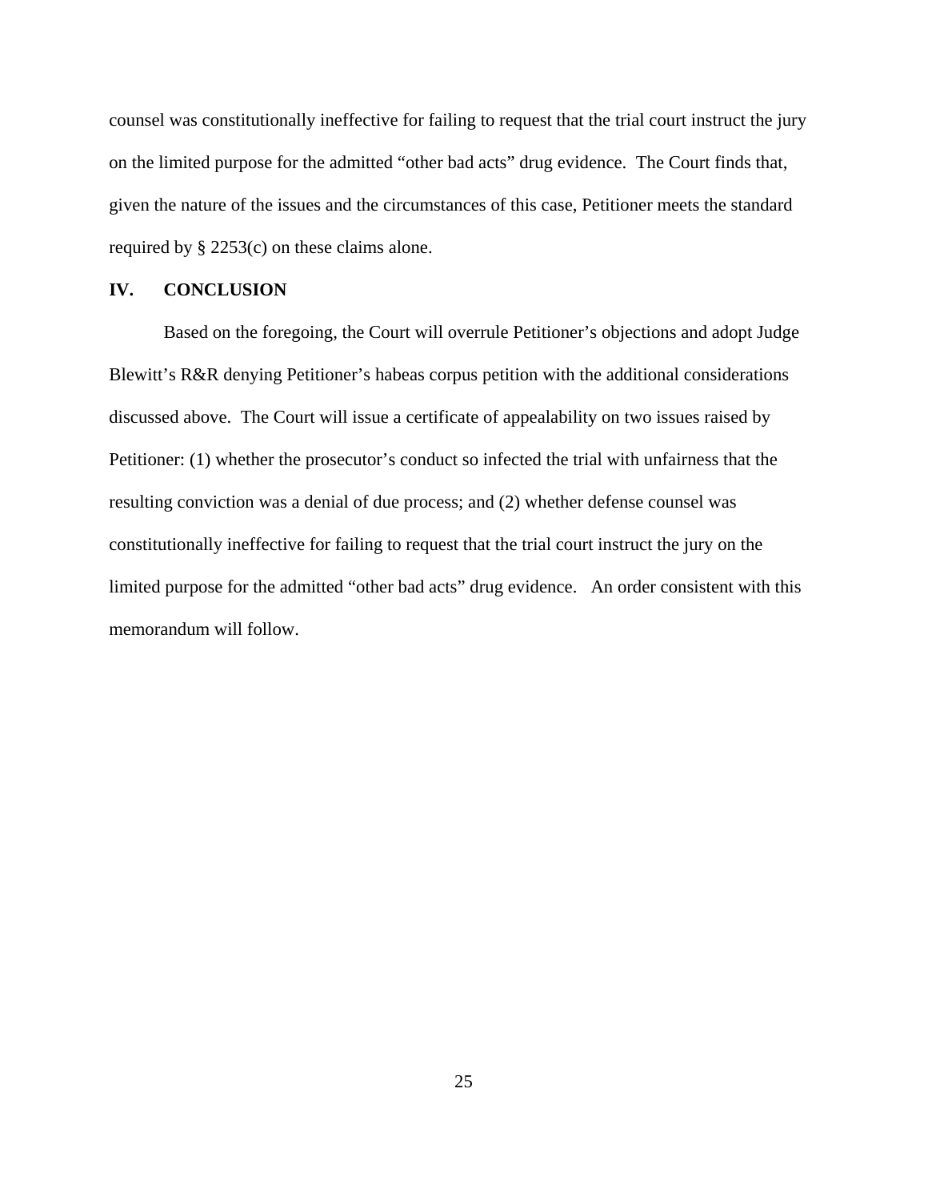counsel was constitutionally ineffective for failing to request that the trial court instruct the jury on the limited purpose for the admitted "other bad acts" drug evidence. The Court finds that, given the nature of the issues and the circumstances of this case, Petitioner meets the standard required by § 2253(c) on these claims alone.

## IV. CONCLUSION

Based on the foregoing, the Court will overrule Petitioner's objections and adopt Judge Blewitt's R&R denying Petitioner's habeas corpus petition with the additional considerations discussed above. The Court will issue a certificate of appealability on two issues raised by Petitioner: (1) whether the prosecutor's conduct so infected the trial with unfairness that the resulting conviction was a denial of due process; and (2) whether defense counsel was constitutionally ineffective for failing to request that the trial court instruct the jury on the limited purpose for the admitted "other bad acts" drug evidence. An order consistent with this memorandum will follow.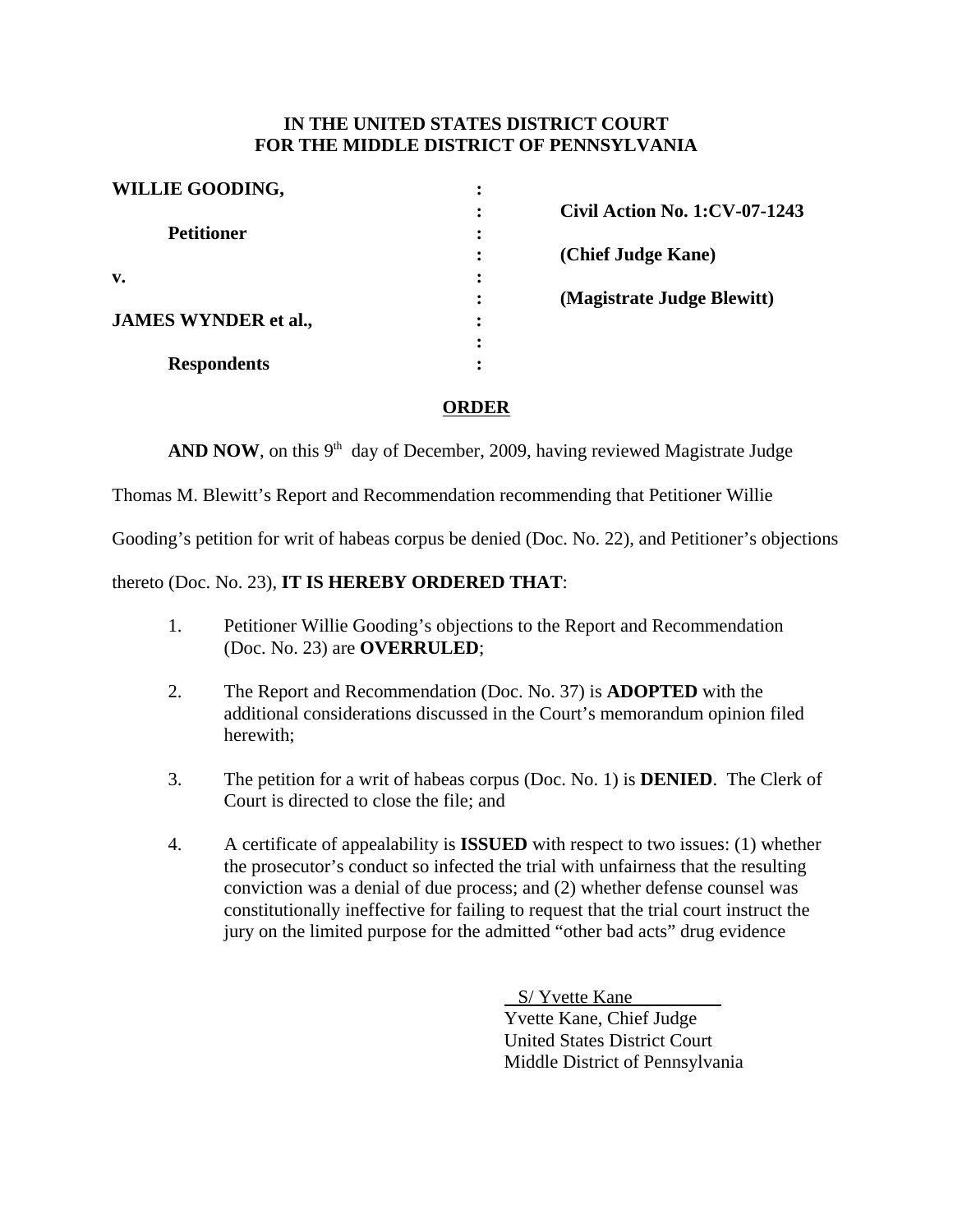**IN THE UNITED STATES DISTRICT COURT**
**FOR THE MIDDLE DISTRICT OF PENNSYLVANIA**

| | | |
|---|---|---|
| **WILLIE GOODING,** | : | |
| | : | **Civil Action No. 1:CV-07-1243** |
| **Petitioner** | : | |
| | : | **(Chief Judge Kane)** |
| **v.** | : | |
| | : | **(Magistrate Judge Blewitt)** |
| **JAMES WYNDER et al.,** | : | |
| | : | |
| **Respondents** | : | |

**ORDER**

**AND NOW**, on this 9th day of December, 2009, having reviewed Magistrate Judge Thomas M. Blewitt's Report and Recommendation recommending that Petitioner Willie Gooding's petition for writ of habeas corpus be denied (Doc. No. 22), and Petitioner's objections thereto (Doc. No. 23), **IT IS HEREBY ORDERED THAT**:

1. Petitioner Willie Gooding's objections to the Report and Recommendation (Doc. No. 23) are **OVERRULED**;

2. The Report and Recommendation (Doc. No. 37) is **ADOPTED** with the additional considerations discussed in the Court's memorandum opinion filed herewith;

3. The petition for a writ of habeas corpus (Doc. No. 1) is **DENIED**. The Clerk of Court is directed to close the file; and

4. A certificate of appealability is **ISSUED** with respect to two issues: (1) whether the prosecutor's conduct so infected the trial with unfairness that the resulting conviction was a denial of due process; and (2) whether defense counsel was constitutionally ineffective for failing to request that the trial court instruct the jury on the limited purpose for the admitted "other bad acts" drug evidence

S/ Yvette Kane
Yvette Kane, Chief Judge
United States District Court
Middle District of Pennsylvania